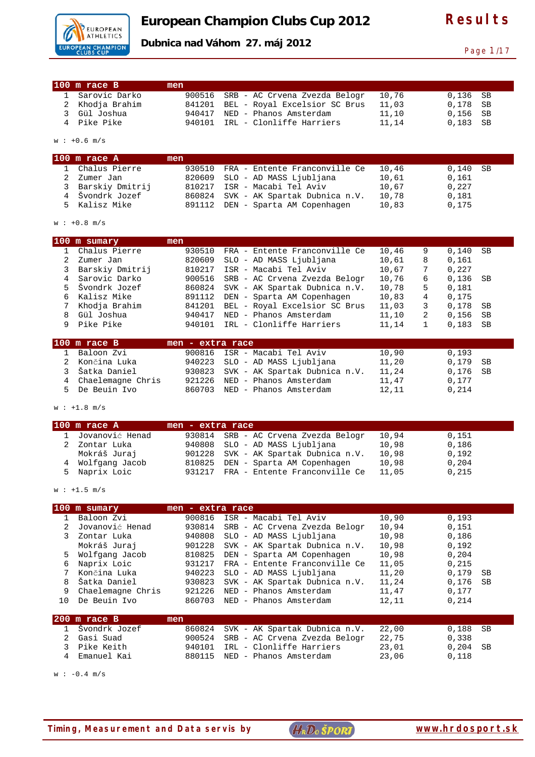# European Champion Clubs Cup 2012

**Dubnica nad Váhom 27. máj 2012**

**Results**

| 100 m race B | men | | | | | |
|---|---|---|---|---|---|---|
| 1 | Sarovic Darko | 900516 | SRB - AC Crvena Zvezda Belogr | 10,76 | 0,136 | SB |
| 2 | Khodja Brahim | 841201 | BEL - Royal Excelsior SC Brus | 11,03 | 0,178 | SB |
| 3 | Gül Joshua | 940417 | NED - Phanos Amsterdam | 11,10 | 0,156 | SB |
| 4 | Pike Pike | 940101 | IRL - Clonliffe Harriers | 11,14 | 0,183 | SB |

w : +0.6 m/s

| 100 m race A | men | | | | | |
|---|---|---|---|---|---|---|
| 1 | Chalus Pierre | 930510 | FRA - Entente Franconville Ce | 10,46 | 0,140 | SB |
| 2 | Zumer Jan | 820609 | SLO - AD MASS Ljubljana | 10,61 | 0,161 | |
| 3 | Barskiy Dmitrij | 810217 | ISR - Macabi Tel Aviv | 10,67 | 0,227 | |
| 4 | Švondrk Jozef | 860824 | SVK - AK Spartak Dubnica n.V. | 10,78 | 0,181 | |
| 5 | Kalisz Mike | 891112 | DEN - Sparta AM Copenhagen | 10,83 | 0,175 | |

w : +0.8 m/s

| 100 m sumary | men | | | | | | |
|---|---|---|---|---|---|---|---|
| 1 | Chalus Pierre | 930510 | FRA - Entente Franconville Ce | 10,46 | 9 | 0,140 | SB |
| 2 | Zumer Jan | 820609 | SLO - AD MASS Ljubljana | 10,61 | 8 | 0,161 | |
| 3 | Barskiy Dmitrij | 810217 | ISR - Macabi Tel Aviv | 10,67 | 7 | 0,227 | |
| 4 | Sarovic Darko | 900516 | SRB - AC Crvena Zvezda Belogr | 10,76 | 6 | 0,136 | SB |
| 5 | Švondrk Jozef | 860824 | SVK - AK Spartak Dubnica n.V. | 10,78 | 5 | 0,181 | |
| 6 | Kalisz Mike | 891112 | DEN - Sparta AM Copenhagen | 10,83 | 4 | 0,175 | |
| 7 | Khodja Brahim | 841201 | BEL - Royal Excelsior SC Brus | 11,03 | 3 | 0,178 | SB |
| 8 | Gül Joshua | 940417 | NED - Phanos Amsterdam | 11,10 | 2 | 0,156 | SB |
| 9 | Pike Pike | 940101 | IRL - Clonliffe Harriers | 11,14 | 1 | 0,183 | SB |

| 100 m race B | men - extra race | | | | | |
|---|---|---|---|---|---|---|
| 1 | Baloon Zvi | 900816 | ISR - Macabi Tel Aviv | 10,90 | 0,193 | |
| 2 | Končina Luka | 940223 | SLO - AD MASS Ljubljana | 11,20 | 0,179 | SB |
| 3 | Šatka Daniel | 930823 | SVK - AK Spartak Dubnica n.V. | 11,24 | 0,176 | SB |
| 4 | Chaelemagne Chris | 921226 | NED - Phanos Amsterdam | 11,47 | 0,177 | |
| 5 | De Beuin Ivo | 860703 | NED - Phanos Amsterdam | 12,11 | 0,214 | |

w : +1.8 m/s

| 100 m race A | men - extra race | | | | |
|---|---|---|---|---|---|
| 1 | Jovanović Henad | 930814 | SRB - AC Crvena Zvezda Belogr | 10,94 | 0,151 |
| 2 | Zontar Luka | 940808 | SLO - AD MASS Ljubljana | 10,98 | 0,186 |
| | Mokráš Juraj | 901228 | SVK - AK Spartak Dubnica n.V. | 10,98 | 0,192 |
| 4 | Wolfgang Jacob | 810825 | DEN - Sparta AM Copenhagen | 10,98 | 0,204 |
| 5 | Naprix Loic | 931217 | FRA - Entente Franconville Ce | 11,05 | 0,215 |

w : +1.5 m/s

| 100 m sumary | men - extra race | | | | | |
|---|---|---|---|---|---|---|
| 1 | Baloon Zvi | 900816 | ISR - Macabi Tel Aviv | 10,90 | 0,193 | |
| 2 | Jovanović Henad | 930814 | SRB - AC Crvena Zvezda Belogr | 10,94 | 0,151 | |
| 3 | Zontar Luka | 940808 | SLO - AD MASS Ljubljana | 10,98 | 0,186 | |
| | Mokráš Juraj | 901228 | SVK - AK Spartak Dubnica n.V. | 10,98 | 0,192 | |
| 5 | Wolfgang Jacob | 810825 | DEN - Sparta AM Copenhagen | 10,98 | 0,204 | |
| 6 | Naprix Loic | 931217 | FRA - Entente Franconville Ce | 11,05 | 0,215 | |
| 7 | Končina Luka | 940223 | SLO - AD MASS Ljubljana | 11,20 | 0,179 | SB |
| 8 | Šatka Daniel | 930823 | SVK - AK Spartak Dubnica n.V. | 11,24 | 0,176 | SB |
| 9 | Chaelemagne Chris | 921226 | NED - Phanos Amsterdam | 11,47 | 0,177 | |
| 10 | De Beuin Ivo | 860703 | NED - Phanos Amsterdam | 12,11 | 0,214 | |

| 200 m race B | men | | | | | |
|---|---|---|---|---|---|---|
| 1 | Švondrk Jozef | 860824 | SVK - AK Spartak Dubnica n.V. | 22,00 | 0,188 | SB |
| 2 | Gasi Suad | 900524 | SRB - AC Crvena Zvezda Belogr | 22,75 | 0,338 | |
| 3 | Pike Keith | 940101 | IRL - Clonliffe Harriers | 23,01 | 0,204 | SB |
| 4 | Emanuel Kai | 880115 | NED - Phanos Amsterdam | 23,06 | 0,118 | |

w : -0.4 m/s

Timing, Measurement and Data servis by HrDo ŠPORT www.hrdosport.sk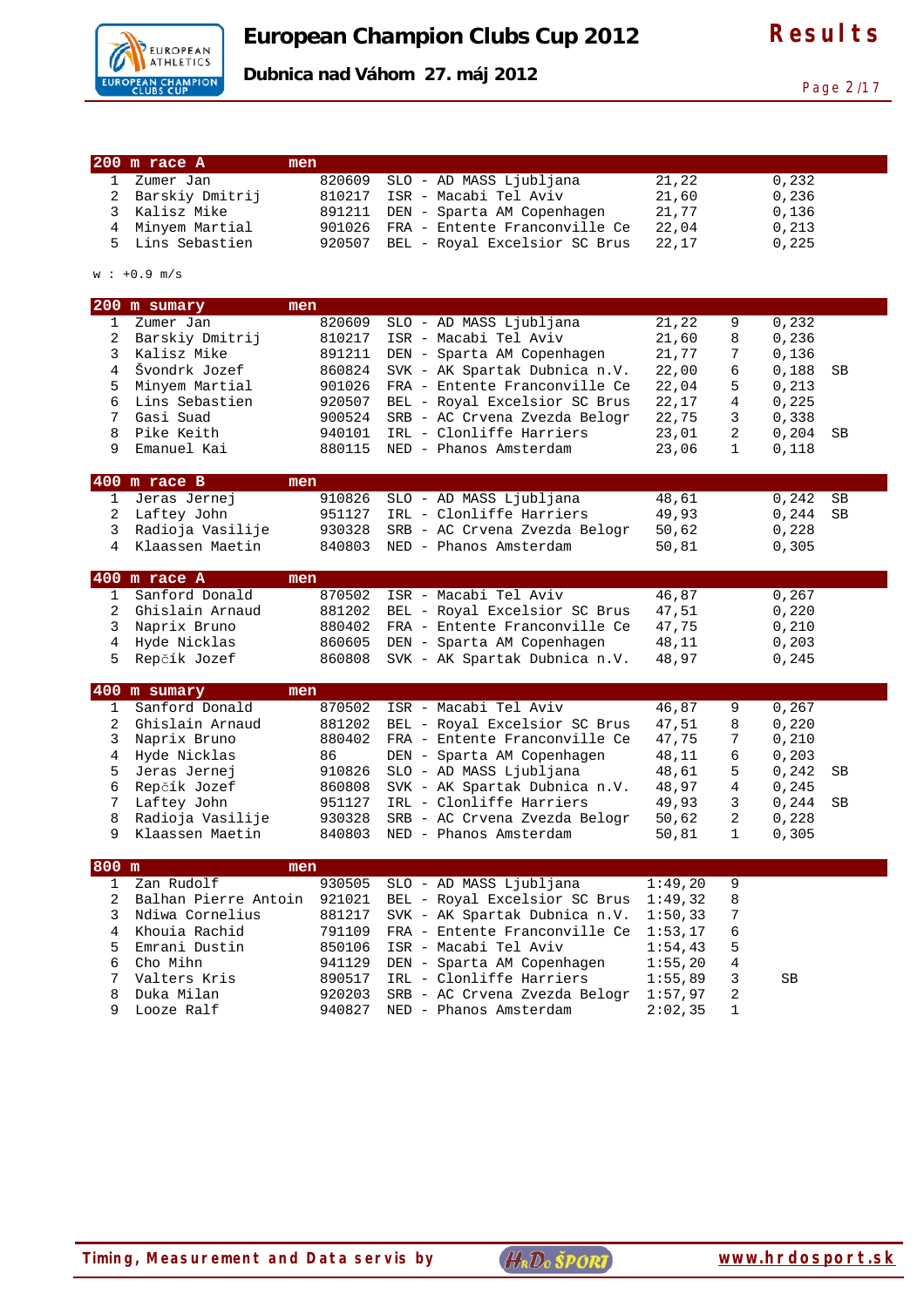# European Champion Clubs Cup 2012

**Dubnica nad Váhom 27. máj 2012**

**Results**

## 200 m race A — men

| Pl. | Name | Born | Club | Result | Reaction | |
|---|---|---|---|---|---|---|
| 1 | Zumer Jan | 820609 | SLO - AD MASS Ljubljana | 21,22 | 0,232 | |
| 2 | Barskiy Dmitrij | 810217 | ISR - Macabi Tel Aviv | 21,60 | 0,236 | |
| 3 | Kalisz Mike | 891211 | DEN - Sparta AM Copenhagen | 21,77 | 0,136 | |
| 4 | Minyem Martial | 901026 | FRA - Entente Franconville Ce | 22,04 | 0,213 | |
| 5 | Lins Sebastien | 920507 | BEL - Royal Excelsior SC Brus | 22,17 | 0,225 | |

w : +0.9 m/s

## 200 m sumary — men

| Pl. | Name | Born | Club | Result | Points | Reaction | |
|---|---|---|---|---|---|---|---|
| 1 | Zumer Jan | 820609 | SLO - AD MASS Ljubljana | 21,22 | 9 | 0,232 | |
| 2 | Barskiy Dmitrij | 810217 | ISR - Macabi Tel Aviv | 21,60 | 8 | 0,236 | |
| 3 | Kalisz Mike | 891211 | DEN - Sparta AM Copenhagen | 21,77 | 7 | 0,136 | |
| 4 | Švondrk Jozef | 860824 | SVK - AK Spartak Dubnica n.V. | 22,00 | 6 | 0,188 | SB |
| 5 | Minyem Martial | 901026 | FRA - Entente Franconville Ce | 22,04 | 5 | 0,213 | |
| 6 | Lins Sebastien | 920507 | BEL - Royal Excelsior SC Brus | 22,17 | 4 | 0,225 | |
| 7 | Gasi Suad | 900524 | SRB - AC Crvena Zvezda Belogr | 22,75 | 3 | 0,338 | |
| 8 | Pike Keith | 940101 | IRL - Clonliffe Harriers | 23,01 | 2 | 0,204 | SB |
| 9 | Emanuel Kai | 880115 | NED - Phanos Amsterdam | 23,06 | 1 | 0,118 | |

## 400 m race B — men

| Pl. | Name | Born | Club | Result | Reaction | |
|---|---|---|---|---|---|---|
| 1 | Jeras Jernej | 910826 | SLO - AD MASS Ljubljana | 48,61 | 0,242 | SB |
| 2 | Laftey John | 951127 | IRL - Clonliffe Harriers | 49,93 | 0,244 | SB |
| 3 | Radioja Vasilije | 930328 | SRB - AC Crvena Zvezda Belogr | 50,62 | 0,228 | |
| 4 | Klaassen Maetin | 840803 | NED - Phanos Amsterdam | 50,81 | 0,305 | |

## 400 m race A — men

| Pl. | Name | Born | Club | Result | Reaction |
|---|---|---|---|---|---|
| 1 | Sanford Donald | 870502 | ISR - Macabi Tel Aviv | 46,87 | 0,267 |
| 2 | Ghislain Arnaud | 881202 | BEL - Royal Excelsior SC Brus | 47,51 | 0,220 |
| 3 | Naprix Bruno | 880402 | FRA - Entente Franconville Ce | 47,75 | 0,210 |
| 4 | Hyde Nicklas | 860605 | DEN - Sparta AM Copenhagen | 48,11 | 0,203 |
| 5 | Repčík Jozef | 860808 | SVK - AK Spartak Dubnica n.V. | 48,97 | 0,245 |

## 400 m sumary — men

| Pl. | Name | Born | Club | Result | Points | Reaction | |
|---|---|---|---|---|---|---|---|
| 1 | Sanford Donald | 870502 | ISR - Macabi Tel Aviv | 46,87 | 9 | 0,267 | |
| 2 | Ghislain Arnaud | 881202 | BEL - Royal Excelsior SC Brus | 47,51 | 8 | 0,220 | |
| 3 | Naprix Bruno | 880402 | FRA - Entente Franconville Ce | 47,75 | 7 | 0,210 | |
| 4 | Hyde Nicklas | 86 | DEN - Sparta AM Copenhagen | 48,11 | 6 | 0,203 | |
| 5 | Jeras Jernej | 910826 | SLO - AD MASS Ljubljana | 48,61 | 5 | 0,242 | SB |
| 6 | Repčík Jozef | 860808 | SVK - AK Spartak Dubnica n.V. | 48,97 | 4 | 0,245 | |
| 7 | Laftey John | 951127 | IRL - Clonliffe Harriers | 49,93 | 3 | 0,244 | SB |
| 8 | Radioja Vasilije | 930328 | SRB - AC Crvena Zvezda Belogr | 50,62 | 2 | 0,228 | |
| 9 | Klaassen Maetin | 840803 | NED - Phanos Amsterdam | 50,81 | 1 | 0,305 | |

## 800 m — men

| Pl. | Name | Born | Club | Result | Points | |
|---|---|---|---|---|---|---|
| 1 | Zan Rudolf | 930505 | SLO - AD MASS Ljubljana | 1:49,20 | 9 | |
| 2 | Balhan Pierre Antoin | 921021 | BEL - Royal Excelsior SC Brus | 1:49,32 | 8 | |
| 3 | Ndiwa Cornelius | 881217 | SVK - AK Spartak Dubnica n.V. | 1:50,33 | 7 | |
| 4 | Khouia Rachid | 791109 | FRA - Entente Franconville Ce | 1:53,17 | 6 | |
| 5 | Emrani Dustin | 850106 | ISR - Macabi Tel Aviv | 1:54,43 | 5 | |
| 6 | Cho Mihn | 941129 | DEN - Sparta AM Copenhagen | 1:55,20 | 4 | |
| 7 | Valters Kris | 890517 | IRL - Clonliffe Harriers | 1:55,89 | 3 | SB |
| 8 | Duka Milan | 920203 | SRB - AC Crvena Zvezda Belogr | 1:57,97 | 2 | |
| 9 | Looze Ralf | 940827 | NED - Phanos Amsterdam | 2:02,35 | 1 | |

Timing, Measurement and Data servis by HrDo ŠPORT www.hrdosport.sk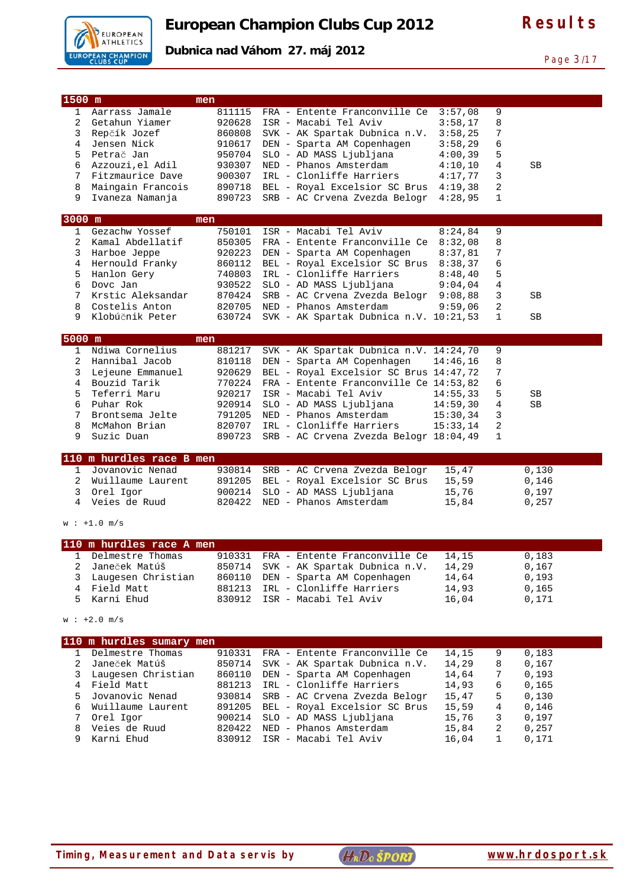# European Champion Clubs Cup 2012

**Dubnica nad Váhom 27. máj 2012**

**Results**

## 1500 m men

| Pl. | Name | Born | Club | Result | Points | Note |
|---|---|---|---|---|---|---|
| 1 | Aarrass Jamale | 811115 | FRA - Entente Franconville Ce | 3:57,08 | 9 | |
| 2 | Getahun Yiamer | 920628 | ISR - Macabi Tel Aviv | 3:58,17 | 8 | |
| 3 | Repčík Jozef | 860808 | SVK - AK Spartak Dubnica n.V. | 3:58,25 | 7 | |
| 4 | Jensen Nick | 910617 | DEN - Sparta AM Copenhagen | 3:58,29 | 6 | |
| 5 | Petrač Jan | 950704 | SLO - AD MASS Ljubljana | 4:00,39 | 5 | |
| 6 | Azzouzi,el Adil | 930307 | NED - Phanos Amsterdam | 4:10,10 | 4 | SB |
| 7 | Fitzmaurice Dave | 900307 | IRL - Clonliffe Harriers | 4:17,77 | 3 | |
| 8 | Maingain Francois | 890718 | BEL - Royal Excelsior SC Brus | 4:19,38 | 2 | |
| 9 | Ivaneza Namanja | 890723 | SRB - AC Crvena Zvezda Belogr | 4:28,95 | 1 | |

## 3000 m men

| Pl. | Name | Born | Club | Result | Points | Note |
|---|---|---|---|---|---|---|
| 1 | Gezachw Yossef | 750101 | ISR - Macabi Tel Aviv | 8:24,84 | 9 | |
| 2 | Kamal Abdellatif | 850305 | FRA - Entente Franconville Ce | 8:32,08 | 8 | |
| 3 | Harboe Jeppe | 920223 | DEN - Sparta AM Copenhagen | 8:37,81 | 7 | |
| 4 | Hernould Franky | 860112 | BEL - Royal Excelsior SC Brus | 8:38,37 | 6 | |
| 5 | Hanlon Gery | 740803 | IRL - Clonliffe Harriers | 8:48,40 | 5 | |
| 6 | Dovc Jan | 930522 | SLO - AD MASS Ljubljana | 9:04,04 | 4 | |
| 7 | Krstic Aleksandar | 870424 | SRB - AC Crvena Zvezda Belogr | 9:08,88 | 3 | SB |
| 8 | Costelis Anton | 820705 | NED - Phanos Amsterdam | 9:59,06 | 2 | |
| 9 | Klobúčnik Peter | 630724 | SVK - AK Spartak Dubnica n.V. | 10:21,53 | 1 | SB |

## 5000 m men

| Pl. | Name | Born | Club | Result | Points | Note |
|---|---|---|---|---|---|---|
| 1 | Ndiwa Cornelius | 881217 | SVK - AK Spartak Dubnica n.V. | 14:24,70 | 9 | |
| 2 | Hannibal Jacob | 810118 | DEN - Sparta AM Copenhagen | 14:46,16 | 8 | |
| 3 | Lejeune Emmanuel | 920629 | BEL - Royal Excelsior SC Brus | 14:47,72 | 7 | |
| 4 | Bouzid Tarik | 770224 | FRA - Entente Franconville Ce | 14:53,82 | 6 | |
| 5 | Teferri Maru | 920217 | ISR - Macabi Tel Aviv | 14:55,33 | 5 | SB |
| 6 | Puhar Rok | 920914 | SLO - AD MASS Ljubljana | 14:59,30 | 4 | SB |
| 7 | Brontsema Jelte | 791205 | NED - Phanos Amsterdam | 15:30,34 | 3 | |
| 8 | McMahon Brian | 820707 | IRL - Clonliffe Harriers | 15:33,14 | 2 | |
| 9 | Suzic Duan | 890723 | SRB - AC Crvena Zvezda Belogr | 18:04,49 | 1 | |

## 110 m hurdles race B men

| Pl. | Name | Born | Club | Result | Reaction |
|---|---|---|---|---|---|
| 1 | Jovanovic Nenad | 930814 | SRB - AC Crvena Zvezda Belogr | 15,47 | 0,130 |
| 2 | Wuillaume Laurent | 891205 | BEL - Royal Excelsior SC Brus | 15,59 | 0,146 |
| 3 | Orel Igor | 900214 | SLO - AD MASS Ljubljana | 15,76 | 0,197 |
| 4 | Veies de Ruud | 820422 | NED - Phanos Amsterdam | 15,84 | 0,257 |

w : +1.0 m/s

## 110 m hurdles race A men

| Pl. | Name | Born | Club | Result | Reaction |
|---|---|---|---|---|---|
| 1 | Delmestre Thomas | 910331 | FRA - Entente Franconville Ce | 14,15 | 0,183 |
| 2 | Janeček Matúš | 850714 | SVK - AK Spartak Dubnica n.V. | 14,29 | 0,167 |
| 3 | Laugesen Christian | 860110 | DEN - Sparta AM Copenhagen | 14,64 | 0,193 |
| 4 | Field Matt | 881213 | IRL - Clonliffe Harriers | 14,93 | 0,165 |
| 5 | Karni Ehud | 830912 | ISR - Macabi Tel Aviv | 16,04 | 0,171 |

w : +2.0 m/s

## 110 m hurdles sumary men

| Pl. | Name | Born | Club | Result | Points | Reaction |
|---|---|---|---|---|---|---|
| 1 | Delmestre Thomas | 910331 | FRA - Entente Franconville Ce | 14,15 | 9 | 0,183 |
| 2 | Janeček Matúš | 850714 | SVK - AK Spartak Dubnica n.V. | 14,29 | 8 | 0,167 |
| 3 | Laugesen Christian | 860110 | DEN - Sparta AM Copenhagen | 14,64 | 7 | 0,193 |
| 4 | Field Matt | 881213 | IRL - Clonliffe Harriers | 14,93 | 6 | 0,165 |
| 5 | Jovanovic Nenad | 930814 | SRB - AC Crvena Zvezda Belogr | 15,47 | 5 | 0,130 |
| 6 | Wuillaume Laurent | 891205 | BEL - Royal Excelsior SC Brus | 15,59 | 4 | 0,146 |
| 7 | Orel Igor | 900214 | SLO - AD MASS Ljubljana | 15,76 | 3 | 0,197 |
| 8 | Veies de Ruud | 820422 | NED - Phanos Amsterdam | 15,84 | 2 | 0,257 |
| 9 | Karni Ehud | 830912 | ISR - Macabi Tel Aviv | 16,04 | 1 | 0,171 |

Timing, Measurement and Data servis by HrDo ŠPORT www.hrdosport.sk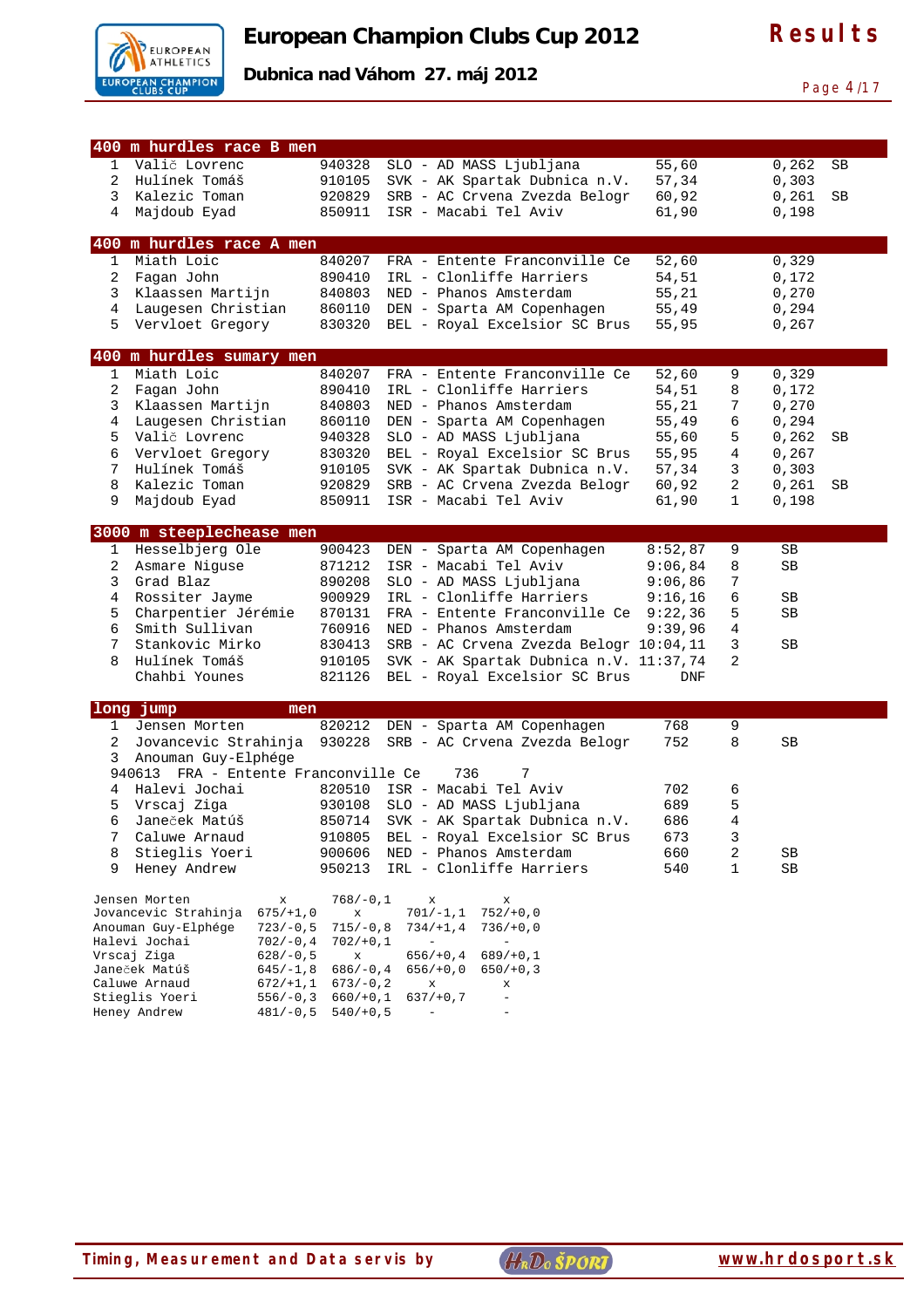# European Champion Clubs Cup 2012

**Dubnica nad Váhom 27. máj 2012**

**Results**

## 400 m hurdles race B men

| | Name | Born | Club | Result | | | |
|---|---|---|---|---|---|---|---|
| 1 | Valič Lovrenc | 940328 | SLO - AD MASS Ljubljana | 55,60 | | 0,262 | SB |
| 2 | Hulínek Tomáš | 910105 | SVK - AK Spartak Dubnica n.V. | 57,34 | | 0,303 | |
| 3 | Kalezic Toman | 920829 | SRB - AC Crvena Zvezda Belogr | 60,92 | | 0,261 | SB |
| 4 | Majdoub Eyad | 850911 | ISR - Macabi Tel Aviv | 61,90 | | 0,198 | |

## 400 m hurdles race A men

| | Name | Born | Club | Result | | | |
|---|---|---|---|---|---|---|---|
| 1 | Miath Loic | 840207 | FRA - Entente Franconville Ce | 52,60 | | 0,329 | |
| 2 | Fagan John | 890410 | IRL - Clonliffe Harriers | 54,51 | | 0,172 | |
| 3 | Klaassen Martijn | 840803 | NED - Phanos Amsterdam | 55,21 | | 0,270 | |
| 4 | Laugesen Christian | 860110 | DEN - Sparta AM Copenhagen | 55,49 | | 0,294 | |
| 5 | Vervloet Gregory | 830320 | BEL - Royal Excelsior SC Brus | 55,95 | | 0,267 | |

## 400 m hurdles sumary men

| | Name | Born | Club | Result | Points | | |
|---|---|---|---|---|---|---|---|
| 1 | Miath Loic | 840207 | FRA - Entente Franconville Ce | 52,60 | 9 | 0,329 | |
| 2 | Fagan John | 890410 | IRL - Clonliffe Harriers | 54,51 | 8 | 0,172 | |
| 3 | Klaassen Martijn | 840803 | NED - Phanos Amsterdam | 55,21 | 7 | 0,270 | |
| 4 | Laugesen Christian | 860110 | DEN - Sparta AM Copenhagen | 55,49 | 6 | 0,294 | |
| 5 | Valič Lovrenc | 940328 | SLO - AD MASS Ljubljana | 55,60 | 5 | 0,262 | SB |
| 6 | Vervloet Gregory | 830320 | BEL - Royal Excelsior SC Brus | 55,95 | 4 | 0,267 | |
| 7 | Hulínek Tomáš | 910105 | SVK - AK Spartak Dubnica n.V. | 57,34 | 3 | 0,303 | |
| 8 | Kalezic Toman | 920829 | SRB - AC Crvena Zvezda Belogr | 60,92 | 2 | 0,261 | SB |
| 9 | Majdoub Eyad | 850911 | ISR - Macabi Tel Aviv | 61,90 | 1 | 0,198 | |

## 3000 m steeplechease men

| | Name | Born | Club | Result | Points | |
|---|---|---|---|---|---|---|
| 1 | Hesselbjerg Ole | 900423 | DEN - Sparta AM Copenhagen | 8:52,87 | 9 | SB |
| 2 | Asmare Niguse | 871212 | ISR - Macabi Tel Aviv | 9:06,84 | 8 | SB |
| 3 | Grad Blaz | 890208 | SLO - AD MASS Ljubljana | 9:06,86 | 7 | |
| 4 | Rossiter Jayme | 900929 | IRL - Clonliffe Harriers | 9:16,16 | 6 | SB |
| 5 | Charpentier Jérémie | 870131 | FRA - Entente Franconville Ce | 9:22,36 | 5 | SB |
| 6 | Smith Sullivan | 760916 | NED - Phanos Amsterdam | 9:39,96 | 4 | |
| 7 | Stankovic Mirko | 830413 | SRB - AC Crvena Zvezda Belogr | 10:04,11 | 3 | SB |
| 8 | Hulínek Tomáš | 910105 | SVK - AK Spartak Dubnica n.V. | 11:37,74 | 2 | |
| | Chahbi Younes | 821126 | BEL - Royal Excelsior SC Brus | DNF | | |

## long jump men

| | Name | Born | Club | Result | Points | |
|---|---|---|---|---|---|---|
| 1 | Jensen Morten | 820212 | DEN - Sparta AM Copenhagen | 768 | 9 | |
| 2 | Jovancevic Strahinja | 930228 | SRB - AC Crvena Zvezda Belogr | 752 | 8 | SB |
| 3 | Anouman Guy-Elphége | 940613 | FRA - Entente Franconville Ce | 736 | 7 | |
| 4 | Halevi Jochai | 820510 | ISR - Macabi Tel Aviv | 702 | 6 | |
| 5 | Vrscaj Ziga | 930108 | SLO - AD MASS Ljubljana | 689 | 5 | |
| 6 | Janeček Matúš | 850714 | SVK - AK Spartak Dubnica n.V. | 686 | 4 | |
| 7 | Caluwe Arnaud | 910805 | BEL - Royal Excelsior SC Brus | 673 | 3 | |
| 8 | Stieglis Yoeri | 900606 | NED - Phanos Amsterdam | 660 | 2 | SB |
| 9 | Heney Andrew | 950213 | IRL - Clonliffe Harriers | 540 | 1 | SB |

| Name | 1 | 2 | 3 | 4 |
|---|---|---|---|---|
| Jensen Morten | x | 768/-0,1 | x | x |
| Jovancevic Strahinja | 675/+1,0 | x | 701/-1,1 | 752/+0,0 |
| Anouman Guy-Elphége | 723/-0,5 | 715/-0,8 | 734/+1,4 | 736/+0,0 |
| Halevi Jochai | 702/-0,4 | 702/+0,1 | - | - |
| Vrscaj Ziga | 628/-0,5 | x | 656/+0,4 | 689/+0,1 |
| Janeček Matúš | 645/-1,8 | 686/-0,4 | 656/+0,0 | 650/+0,3 |
| Caluwe Arnaud | 672/+1,1 | 673/-0,2 | x | x |
| Stieglis Yoeri | 556/-0,3 | 660/+0,1 | 637/+0,7 | - |
| Heney Andrew | 481/-0,5 | 540/+0,5 | - | - |

Timing, Measurement and Data servis by HrDo ŠPORT www.hrdosport.sk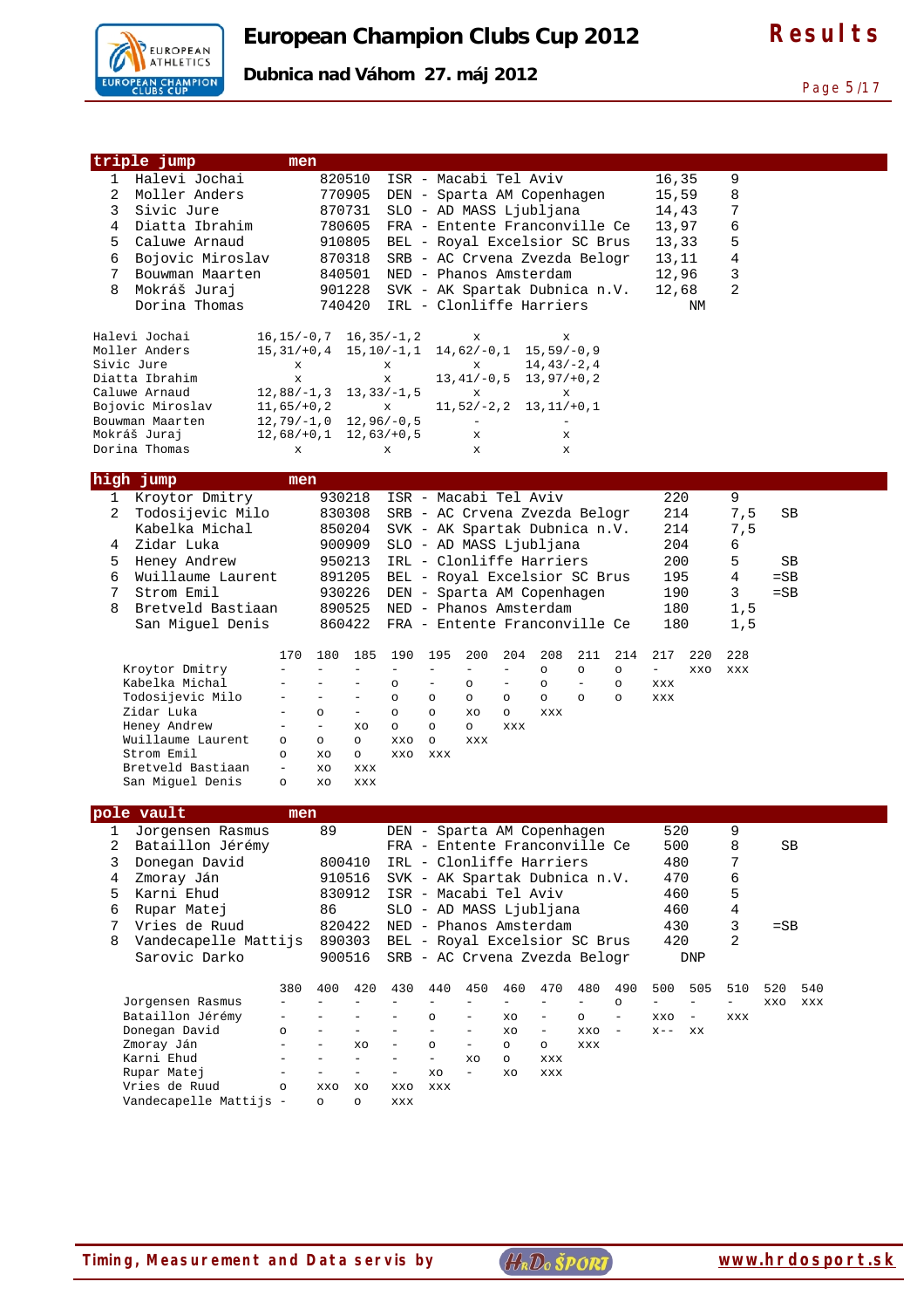## triple jump men

| Place | Name | Born | Club | Result | Points | |
|---|---|---|---|---|---|---|
| 1 | Halevi Jochai | 820510 | ISR - Macabi Tel Aviv | 16,35 | 9 | |
| 2 | Moller Anders | 770905 | DEN - Sparta AM Copenhagen | 15,59 | 8 | |
| 3 | Sivic Jure | 870731 | SLO - AD MASS Ljubljana | 14,43 | 7 | |
| 4 | Diatta Ibrahim | 780605 | FRA - Entente Franconville Ce | 13,97 | 6 | |
| 5 | Caluwe Arnaud | 910805 | BEL - Royal Excelsior SC Brus | 13,33 | 5 | |
| 6 | Bojovic Miroslav | 870318 | SRB - AC Crvena Zvezda Belogr | 13,11 | 4 | |
| 7 | Bouwman Maarten | 840501 | NED - Phanos Amsterdam | 12,96 | 3 | |
| 8 | Mokráš Juraj | 901228 | SVK - AK Spartak Dubnica n.V. | 12,68 | 2 | |
| | Dorina Thomas | 740420 | IRL - Clonliffe Harriers | NM | | |

| Name | 1 | 2 | 3 | 4 |
|---|---|---|---|---|
| Halevi Jochai | 16,15/-0,7 | 16,35/-1,2 | x | x |
| Moller Anders | 15,31/+0,4 | 15,10/-1,1 | 14,62/-0,1 | 15,59/-0,9 |
| Sivic Jure | x | x | x | 14,43/-2,4 |
| Diatta Ibrahim | x | x | 13,41/-0,5 | 13,97/+0,2 |
| Caluwe Arnaud | 12,88/-1,3 | 13,33/-1,5 | x | x |
| Bojovic Miroslav | 11,65/+0,2 | x | 11,52/-2,2 | 13,11/+0,1 |
| Bouwman Maarten | 12,79/-1,0 | 12,96/-0,5 | - | - |
| Mokráš Juraj | 12,68/+0,1 | 12,63/+0,5 | x | x |
| Dorina Thomas | x | x | x | x |

## high jump men

| Place | Name | Born | Club | Result | Points | |
|---|---|---|---|---|---|---|
| 1 | Kroytor Dmitry | 930218 | ISR - Macabi Tel Aviv | 220 | 9 | |
| 2 | Todosijevic Milo | 830308 | SRB - AC Crvena Zvezda Belogr | 214 | 7,5 | SB |
| | Kabelka Michal | 850204 | SVK - AK Spartak Dubnica n.V. | 214 | 7,5 | |
| 4 | Zidar Luka | 900909 | SLO - AD MASS Ljubljana | 204 | 6 | |
| 5 | Heney Andrew | 950213 | IRL - Clonliffe Harriers | 200 | 5 | SB |
| 6 | Wuillaume Laurent | 891205 | BEL - Royal Excelsior SC Brus | 195 | 4 | =SB |
| 7 | Strom Emil | 930226 | DEN - Sparta AM Copenhagen | 190 | 3 | =SB |
| 8 | Bretveld Bastiaan | 890525 | NED - Phanos Amsterdam | 180 | 1,5 | |
| | San Miguel Denis | 860422 | FRA - Entente Franconville Ce | 180 | 1,5 | |

| Name | 170 | 180 | 185 | 190 | 195 | 200 | 204 | 208 | 211 | 214 | 217 | 220 | 228 |
|---|---|---|---|---|---|---|---|---|---|---|---|---|---|
| Kroytor Dmitry | - | - | - | - | - | - | - | o | o | o | - | xxo | xxx |
| Kabelka Michal | - | - | - | o | - | o | - | o | - | o | xxx | | |
| Todosijevic Milo | - | - | - | o | o | o | o | o | o | o | xxx | | |
| Zidar Luka | - | o | - | o | o | xo | o | xxx | | | | | |
| Heney Andrew | - | - | xo | o | o | o | xxx | | | | | | |
| Wuillaume Laurent | o | o | o | xxo | o | xxx | | | | | | | |
| Strom Emil | o | xo | o | xxo | xxx | | | | | | | | |
| Bretveld Bastiaan | - | xo | xxx | | | | | | | | | | |
| San Miguel Denis | o | xo | xxx | | | | | | | | | | |

## pole vault men

| Place | Name | Born | Club | Result | Points | |
|---|---|---|---|---|---|---|
| 1 | Jorgensen Rasmus | 89 | DEN - Sparta AM Copenhagen | 520 | 9 | |
| 2 | Bataillon Jérémy | | FRA - Entente Franconville Ce | 500 | 8 | SB |
| 3 | Donegan David | 800410 | IRL - Clonliffe Harriers | 480 | 7 | |
| 4 | Zmoray Ján | 910516 | SVK - AK Spartak Dubnica n.V. | 470 | 6 | |
| 5 | Karni Ehud | 830912 | ISR - Macabi Tel Aviv | 460 | 5 | |
| 6 | Rupar Matej | 86 | SLO - AD MASS Ljubljana | 460 | 4 | |
| 7 | Vries de Ruud | 820422 | NED - Phanos Amsterdam | 430 | 3 | =SB |
| 8 | Vandecapelle Mattijs | 890303 | BEL - Royal Excelsior SC Brus | 420 | 2 | |
| | Sarovic Darko | 900516 | SRB - AC Crvena Zvezda Belogr | DNP | | |

| Name | 380 | 400 | 420 | 430 | 440 | 450 | 460 | 470 | 480 | 490 | 500 | 505 | 510 | 520 | 540 |
|---|---|---|---|---|---|---|---|---|---|---|---|---|---|---|---|
| Jorgensen Rasmus | - | - | - | - | - | - | - | - | - | o | - | - | - | xxo | xxx |
| Bataillon Jérémy | - | - | - | - | o | - | xo | - | o | - | xxo | - | xxx | | |
| Donegan David | o | - | - | - | - | - | xo | - | xxo | - | x-- | xx | | | |
| Zmoray Ján | - | - | xo | - | o | - | o | o | xxx | | | | | | |
| Karni Ehud | - | - | - | - | - | xo | o | xxx | | | | | | | |
| Rupar Matej | - | - | - | - | xo | - | xo | xxx | | | | | | | |
| Vries de Ruud | o | xxo | xo | xxo | xxx | | | | | | | | | | |
| Vandecapelle Mattijs | - | o | o | xxx | | | | | | | | | | | |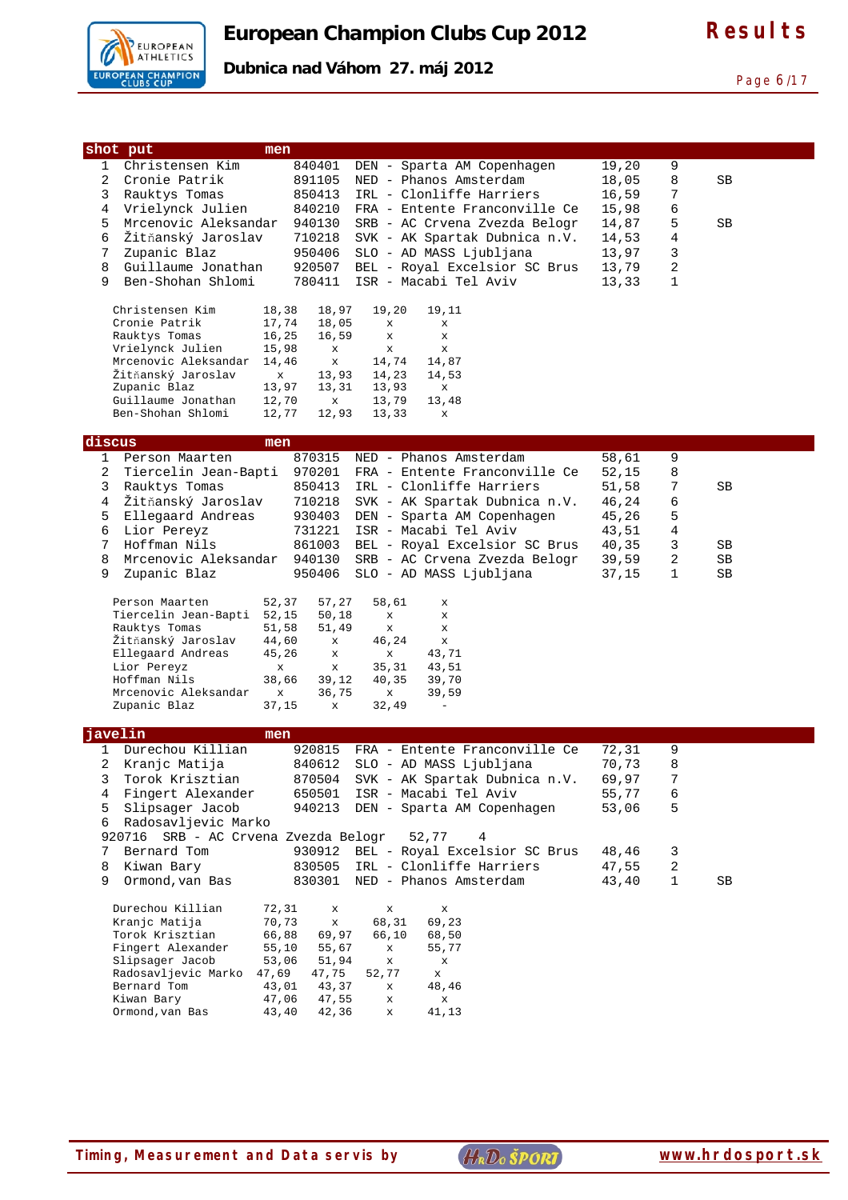# European Champion Clubs Cup 2012

**Dubnica nad Váhom 27. máj 2012**

**Results**

## shot put men

| Pl | Name | Born | Club | Result | Pts | |
|---|---|---|---|---|---|---|
| 1 | Christensen Kim | 840401 | DEN - Sparta AM Copenhagen | 19,20 | 9 | |
| 2 | Cronie Patrik | 891105 | NED - Phanos Amsterdam | 18,05 | 8 | SB |
| 3 | Rauktys Tomas | 850413 | IRL - Clonliffe Harriers | 16,59 | 7 | |
| 4 | Vrielynck Julien | 840210 | FRA - Entente Franconville Ce | 15,98 | 6 | |
| 5 | Mrcenovic Aleksandar | 940130 | SRB - AC Crvena Zvezda Belogr | 14,87 | 5 | SB |
| 6 | Žitňanský Jaroslav | 710218 | SVK - AK Spartak Dubnica n.V. | 14,53 | 4 | |
| 7 | Zupanic Blaz | 950406 | SLO - AD MASS Ljubljana | 13,97 | 3 | |
| 8 | Guillaume Jonathan | 920507 | BEL - Royal Excelsior SC Brus | 13,79 | 2 | |
| 9 | Ben-Shohan Shlomi | 780411 | ISR - Macabi Tel Aviv | 13,33 | 1 | |

| Name | 1 | 2 | 3 | 4 |
|---|---|---|---|---|
| Christensen Kim | 18,38 | 18,97 | 19,20 | 19,11 |
| Cronie Patrik | 17,74 | 18,05 | x | x |
| Rauktys Tomas | 16,25 | 16,59 | x | x |
| Vrielynck Julien | 15,98 | x | x | x |
| Mrcenovic Aleksandar | 14,46 | x | 14,74 | 14,87 |
| Žitňanský Jaroslav | x | 13,93 | 14,23 | 14,53 |
| Zupanic Blaz | 13,97 | 13,31 | 13,93 | x |
| Guillaume Jonathan | 12,70 | x | 13,79 | 13,48 |
| Ben-Shohan Shlomi | 12,77 | 12,93 | 13,33 | x |

## discus men

| Pl | Name | Born | Club | Result | Pts | |
|---|---|---|---|---|---|---|
| 1 | Person Maarten | 870315 | NED - Phanos Amsterdam | 58,61 | 9 | |
| 2 | Tiercelin Jean-Bapti | 970201 | FRA - Entente Franconville Ce | 52,15 | 8 | |
| 3 | Rauktys Tomas | 850413 | IRL - Clonliffe Harriers | 51,58 | 7 | SB |
| 4 | Žitňanský Jaroslav | 710218 | SVK - AK Spartak Dubnica n.V. | 46,24 | 6 | |
| 5 | Ellegaard Andreas | 930403 | DEN - Sparta AM Copenhagen | 45,26 | 5 | |
| 6 | Lior Pereyz | 731221 | ISR - Macabi Tel Aviv | 43,51 | 4 | |
| 7 | Hoffman Nils | 861003 | BEL - Royal Excelsior SC Brus | 40,35 | 3 | SB |
| 8 | Mrcenovic Aleksandar | 940130 | SRB - AC Crvena Zvezda Belogr | 39,59 | 2 | SB |
| 9 | Zupanic Blaz | 950406 | SLO - AD MASS Ljubljana | 37,15 | 1 | SB |

| Name | 1 | 2 | 3 | 4 |
|---|---|---|---|---|
| Person Maarten | 52,37 | 57,27 | 58,61 | x |
| Tiercelin Jean-Bapti | 52,15 | 50,18 | x | x |
| Rauktys Tomas | 51,58 | 51,49 | x | x |
| Žitňanský Jaroslav | 44,60 | x | 46,24 | x |
| Ellegaard Andreas | 45,26 | x | x | 43,71 |
| Lior Pereyz | x | x | 35,31 | 43,51 |
| Hoffman Nils | 38,66 | 39,12 | 40,35 | 39,70 |
| Mrcenovic Aleksandar | x | 36,75 | x | 39,59 |
| Zupanic Blaz | 37,15 | x | 32,49 | - |

## javelin men

| Pl | Name | Born | Club | Result | Pts | |
|---|---|---|---|---|---|---|
| 1 | Durechou Killian | 920815 | FRA - Entente Franconville Ce | 72,31 | 9 | |
| 2 | Kranjc Matija | 840612 | SLO - AD MASS Ljubljana | 70,73 | 8 | |
| 3 | Torok Krisztian | 870504 | SVK - AK Spartak Dubnica n.V. | 69,97 | 7 | |
| 4 | Fingert Alexander | 650501 | ISR - Macabi Tel Aviv | 55,77 | 6 | |
| 5 | Slipsager Jacob | 940213 | DEN - Sparta AM Copenhagen | 53,06 | 5 | |
| 6 | Radosavljevic Marko | 920716 | SRB - AC Crvena Zvezda Belogr | 52,77 | 4 | |
| 7 | Bernard Tom | 930912 | BEL - Royal Excelsior SC Brus | 48,46 | 3 | |
| 8 | Kiwan Bary | 830505 | IRL - Clonliffe Harriers | 47,55 | 2 | |
| 9 | Ormond,van Bas | 830301 | NED - Phanos Amsterdam | 43,40 | 1 | SB |

| Name | 1 | 2 | 3 | 4 |
|---|---|---|---|---|
| Durechou Killian | 72,31 | x | x | x |
| Kranjc Matija | 70,73 | x | 68,31 | 69,23 |
| Torok Krisztian | 66,88 | 69,97 | 66,10 | 68,50 |
| Fingert Alexander | 55,10 | 55,67 | x | 55,77 |
| Slipsager Jacob | 53,06 | 51,94 | x | x |
| Radosavljevic Marko | 47,69 | 47,75 | 52,77 | x |
| Bernard Tom | 43,01 | 43,37 | x | 48,46 |
| Kiwan Bary | 47,06 | 47,55 | x | x |
| Ormond,van Bas | 43,40 | 42,36 | x | 41,13 |

Timing, Measurement and Data servis by HRDO ŠPORT www.hrdosport.sk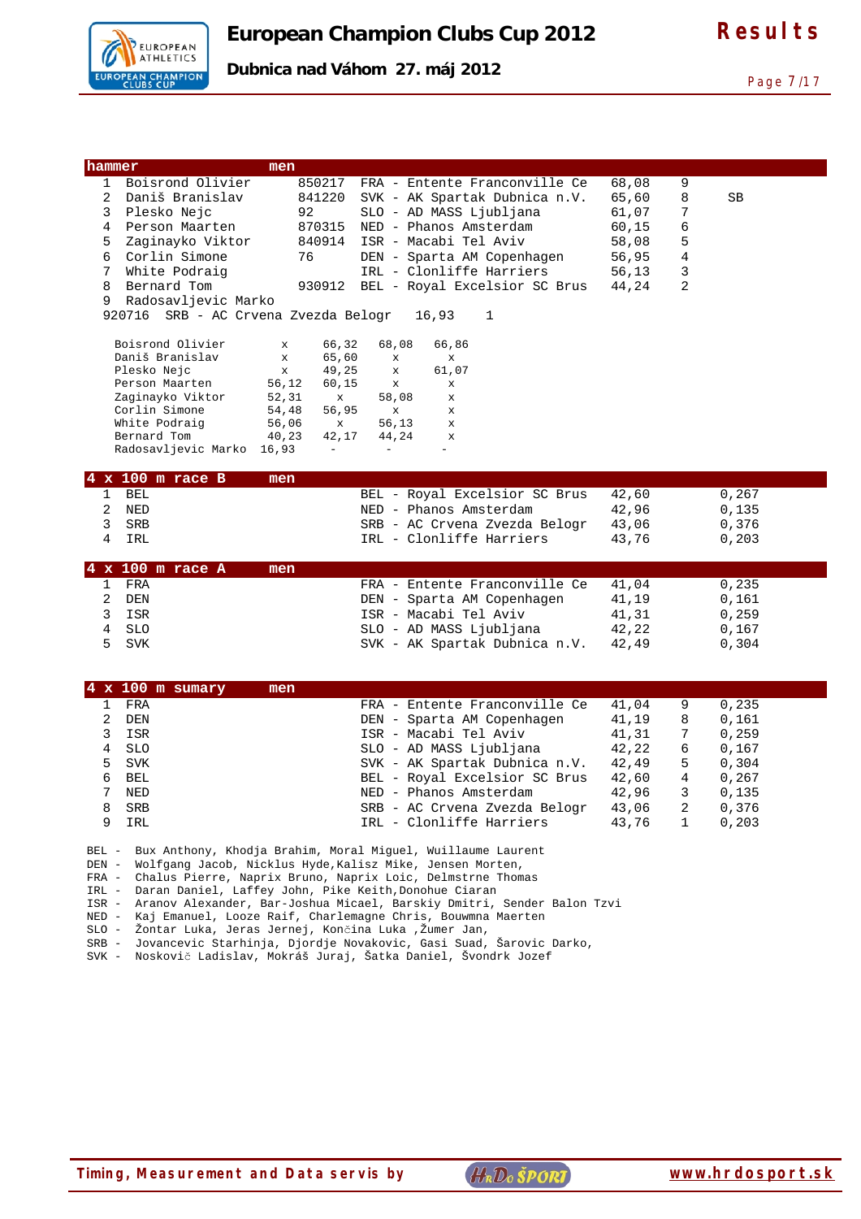# European Champion Clubs Cup 2012

**Dubnica nad Váhom 27. máj 2012**

**Results**

## hammer men

| | Name | Born | Club | Result | Points | |
|---|---|---|---|---|---|---|
| 1 | Boisrond Olivier | 850217 | FRA - Entente Franconville Ce | 68,08 | 9 | |
| 2 | Daniš Branislav | 841220 | SVK - AK Spartak Dubnica n.V. | 65,60 | 8 | SB |
| 3 | Plesko Nejc | 92 | SLO - AD MASS Ljubljana | 61,07 | 7 | |
| 4 | Person Maarten | 870315 | NED - Phanos Amsterdam | 60,15 | 6 | |
| 5 | Zaginayko Viktor | 840914 | ISR - Macabi Tel Aviv | 58,08 | 5 | |
| 6 | Corlin Simone | 76 | DEN - Sparta AM Copenhagen | 56,95 | 4 | |
| 7 | White Podraig | | IRL - Clonliffe Harriers | 56,13 | 3 | |
| 8 | Bernard Tom | 930912 | BEL - Royal Excelsior SC Brus | 44,24 | 2 | |
| 9 | Radosavljevic Marko | 920716 | SRB - AC Crvena Zvezda Belogr | 16,93 | 1 | |

| Name | 1 | 2 | 3 | 4 |
|---|---|---|---|---|
| Boisrond Olivier | x | 66,32 | 68,08 | 66,86 |
| Daniš Branislav | x | 65,60 | x | x |
| Plesko Nejc | x | 49,25 | x | 61,07 |
| Person Maarten | 56,12 | 60,15 | x | x |
| Zaginayko Viktor | 52,31 | x | 58,08 | x |
| Corlin Simone | 54,48 | 56,95 | x | x |
| White Podraig | 56,06 | x | 56,13 | x |
| Bernard Tom | 40,23 | 42,17 | 44,24 | x |
| Radosavljevic Marko | 16,93 | - | - | - |

## 4 x 100 m race B men

| | Team | Club | Result | Reaction |
|---|---|---|---|---|
| 1 | BEL | BEL - Royal Excelsior SC Brus | 42,60 | 0,267 |
| 2 | NED | NED - Phanos Amsterdam | 42,96 | 0,135 |
| 3 | SRB | SRB - AC Crvena Zvezda Belogr | 43,06 | 0,376 |
| 4 | IRL | IRL - Clonliffe Harriers | 43,76 | 0,203 |

## 4 x 100 m race A men

| | Team | Club | Result | Reaction |
|---|---|---|---|---|
| 1 | FRA | FRA - Entente Franconville Ce | 41,04 | 0,235 |
| 2 | DEN | DEN - Sparta AM Copenhagen | 41,19 | 0,161 |
| 3 | ISR | ISR - Macabi Tel Aviv | 41,31 | 0,259 |
| 4 | SLO | SLO - AD MASS Ljubljana | 42,22 | 0,167 |
| 5 | SVK | SVK - AK Spartak Dubnica n.V. | 42,49 | 0,304 |

## 4 x 100 m sumary men

| | Team | Club | Result | Points | Reaction |
|---|---|---|---|---|---|
| 1 | FRA | FRA - Entente Franconville Ce | 41,04 | 9 | 0,235 |
| 2 | DEN | DEN - Sparta AM Copenhagen | 41,19 | 8 | 0,161 |
| 3 | ISR | ISR - Macabi Tel Aviv | 41,31 | 7 | 0,259 |
| 4 | SLO | SLO - AD MASS Ljubljana | 42,22 | 6 | 0,167 |
| 5 | SVK | SVK - AK Spartak Dubnica n.V. | 42,49 | 5 | 0,304 |
| 6 | BEL | BEL - Royal Excelsior SC Brus | 42,60 | 4 | 0,267 |
| 7 | NED | NED - Phanos Amsterdam | 42,96 | 3 | 0,135 |
| 8 | SRB | SRB - AC Crvena Zvezda Belogr | 43,06 | 2 | 0,376 |
| 9 | IRL | IRL - Clonliffe Harriers | 43,76 | 1 | 0,203 |

BEL - Bux Anthony, Khodja Brahim, Moral Miguel, Wuillaume Laurent
DEN - Wolfgang Jacob, Nicklus Hyde,Kalisz Mike, Jensen Morten,
FRA - Chalus Pierre, Naprix Bruno, Naprix Loic, Delmstrne Thomas
IRL - Daran Daniel, Laffey John, Pike Keith,Donohue Ciaran
ISR - Aranov Alexander, Bar-Joshua Micael, Barskiy Dmitri, Sender Balon Tzvi
NED - Kaj Emanuel, Looze Raif, Charlemagne Chris, Bouwmna Maerten
SLO - Žontar Luka, Jeras Jernej, Končina Luka ,Žumer Jan,
SRB - Jovancevic Starhinja, Djordje Novakovic, Gasi Suad, Šarovic Darko,
SVK - Noskovič Ladislav, Mokráš Juraj, Šatka Daniel, Švondrk Jozef

Timing, Measurement and Data servis by HrDo ŠPORT www.hrdosport.sk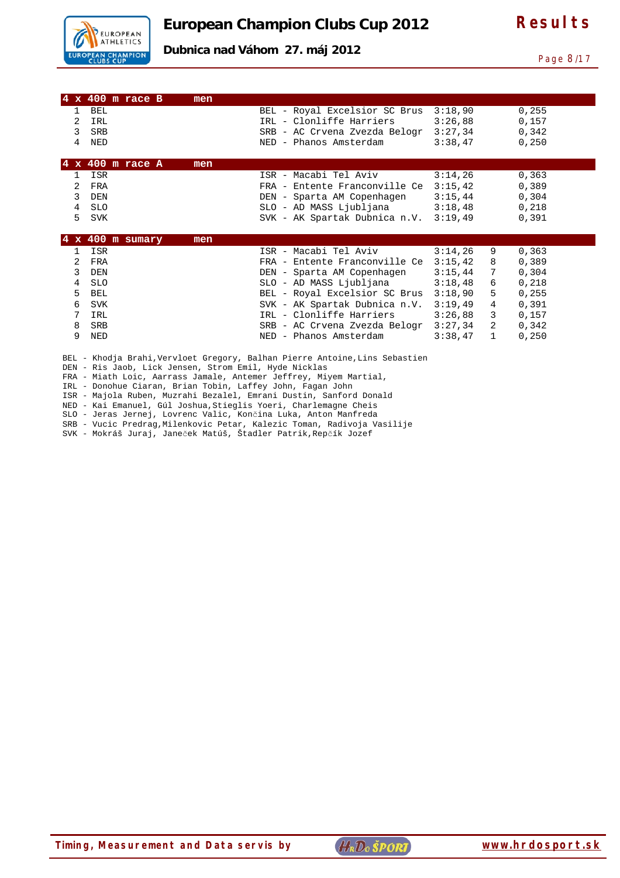## 4 x 400 m race B — men

| Place | Country | Club | Time | Reaction |
|---|---|---|---|---|
| 1 | BEL | BEL - Royal Excelsior SC Brus | 3:18,90 | 0,255 |
| 2 | IRL | IRL - Clonliffe Harriers | 3:26,88 | 0,157 |
| 3 | SRB | SRB - AC Crvena Zvezda Belogr | 3:27,34 | 0,342 |
| 4 | NED | NED - Phanos Amsterdam | 3:38,47 | 0,250 |

## 4 x 400 m race A — men

| Place | Country | Club | Time | Reaction |
|---|---|---|---|---|
| 1 | ISR | ISR - Macabi Tel Aviv | 3:14,26 | 0,363 |
| 2 | FRA | FRA - Entente Franconville Ce | 3:15,42 | 0,389 |
| 3 | DEN | DEN - Sparta AM Copenhagen | 3:15,44 | 0,304 |
| 4 | SLO | SLO - AD MASS Ljubljana | 3:18,48 | 0,218 |
| 5 | SVK | SVK - AK Spartak Dubnica n.V. | 3:19,49 | 0,391 |

## 4 x 400 m sumary — men

| Place | Country | Club | Time | Points | Reaction |
|---|---|---|---|---|---|
| 1 | ISR | ISR - Macabi Tel Aviv | 3:14,26 | 9 | 0,363 |
| 2 | FRA | FRA - Entente Franconville Ce | 3:15,42 | 8 | 0,389 |
| 3 | DEN | DEN - Sparta AM Copenhagen | 3:15,44 | 7 | 0,304 |
| 4 | SLO | SLO - AD MASS Ljubljana | 3:18,48 | 6 | 0,218 |
| 5 | BEL | BEL - Royal Excelsior SC Brus | 3:18,90 | 5 | 0,255 |
| 6 | SVK | SVK - AK Spartak Dubnica n.V. | 3:19,49 | 4 | 0,391 |
| 7 | IRL | IRL - Clonliffe Harriers | 3:26,88 | 3 | 0,157 |
| 8 | SRB | SRB - AC Crvena Zvezda Belogr | 3:27,34 | 2 | 0,342 |
| 9 | NED | NED - Phanos Amsterdam | 3:38,47 | 1 | 0,250 |

BEL - Khodja Brahi,Vervloet Gregory, Balhan Pierre Antoine,Lins Sebastien
DEN - Ris Jaob, Lick Jensen, Strom Emil, Hyde Nicklas
FRA - Miath Loic, Aarrass Jamale, Antemer Jeffrey, Miyem Martial,
IRL - Donohue Ciaran, Brian Tobin, Laffey John, Fagan John
ISR - Majola Ruben, Muzrahi Bezalel, Emrani Dustin, Sanford Donald
NED - Kai Emanuel, Gúl Joshua,Stieglis Yoeri, Charlemagne Cheis
SLO - Jeras Jernej, Lovrenc Valic, Končina Luka, Anton Manfreda
SRB - Vucic Predrag,Milenkovic Petar, Kalezic Toman, Radivoja Vasilije
SVK - Mokráš Juraj, Janeček Matúš, Štadler Patrik,Repčík Jozef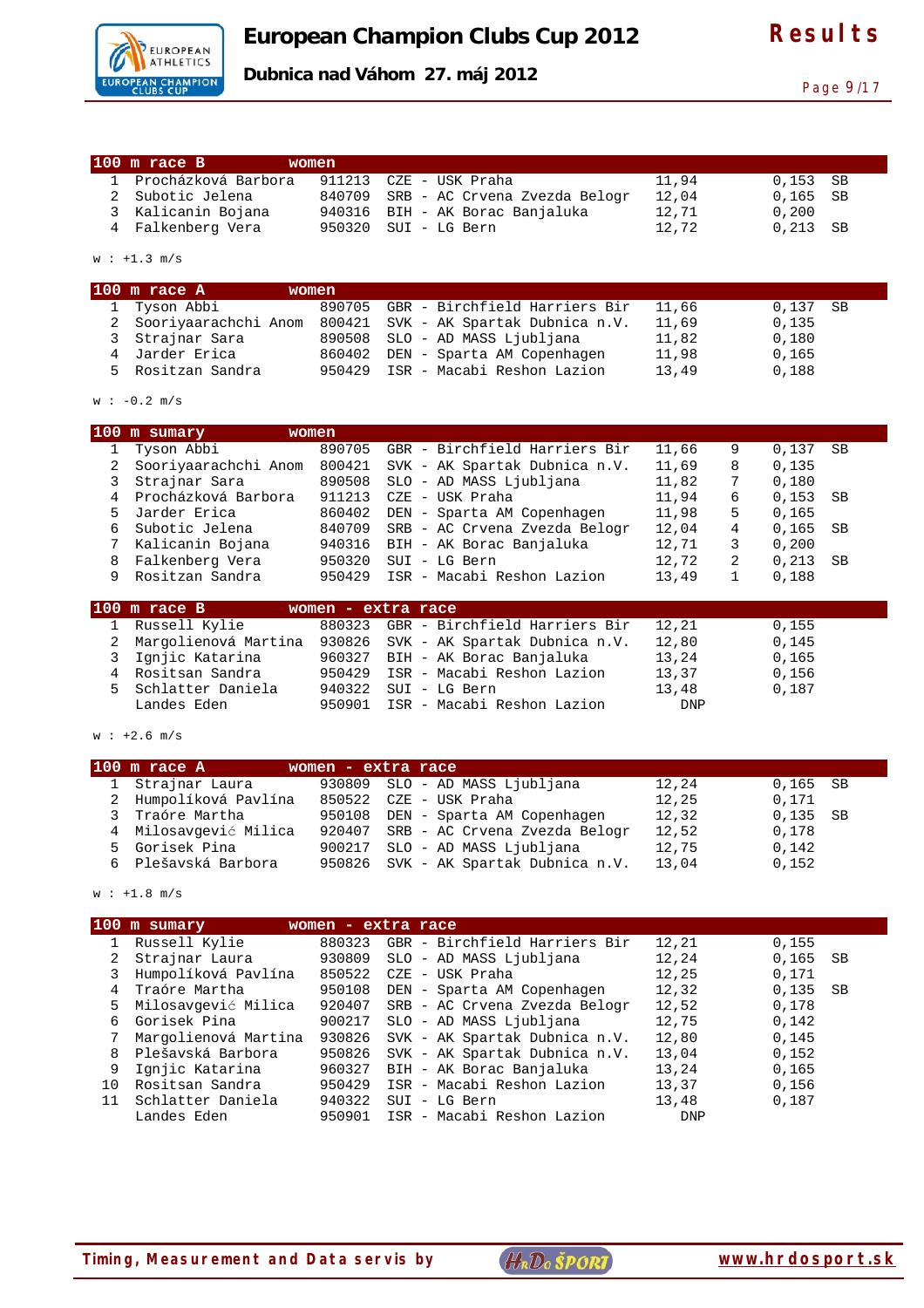# European Champion Clubs Cup 2012

**Dubnica nad Váhom 27. máj 2012**

**Results**

## 100 m race B — women

| | Name | Born | Club | Result | | Reaction | |
|---|---|---|---|---|---|---|---|
| 1 | Procházková Barbora | 911213 | CZE - USK Praha | 11,94 | | 0,153 | SB |
| 2 | Subotic Jelena | 840709 | SRB - AC Crvena Zvezda Belogr | 12,04 | | 0,165 | SB |
| 3 | Kalicanin Bojana | 940316 | BIH - AK Borac Banjaluka | 12,71 | | 0,200 | |
| 4 | Falkenberg Vera | 950320 | SUI - LG Bern | 12,72 | | 0,213 | SB |

w : +1.3 m/s

## 100 m race A — women

| | Name | Born | Club | Result | | Reaction | |
|---|---|---|---|---|---|---|---|
| 1 | Tyson Abbi | 890705 | GBR - Birchfield Harriers Bir | 11,66 | | 0,137 | SB |
| 2 | Sooriyaarachchi Anom | 800421 | SVK - AK Spartak Dubnica n.V. | 11,69 | | 0,135 | |
| 3 | Strajnar Sara | 890508 | SLO - AD MASS Ljubljana | 11,82 | | 0,180 | |
| 4 | Jarder Erica | 860402 | DEN - Sparta AM Copenhagen | 11,98 | | 0,165 | |
| 5 | Rositzan Sandra | 950429 | ISR - Macabi Reshon Lazion | 13,49 | | 0,188 | |

w : -0.2 m/s

## 100 m sumary — women

| | Name | Born | Club | Result | Points | Reaction | |
|---|---|---|---|---|---|---|---|
| 1 | Tyson Abbi | 890705 | GBR - Birchfield Harriers Bir | 11,66 | 9 | 0,137 | SB |
| 2 | Sooriyaarachchi Anom | 800421 | SVK - AK Spartak Dubnica n.V. | 11,69 | 8 | 0,135 | |
| 3 | Strajnar Sara | 890508 | SLO - AD MASS Ljubljana | 11,82 | 7 | 0,180 | |
| 4 | Procházková Barbora | 911213 | CZE - USK Praha | 11,94 | 6 | 0,153 | SB |
| 5 | Jarder Erica | 860402 | DEN - Sparta AM Copenhagen | 11,98 | 5 | 0,165 | |
| 6 | Subotic Jelena | 840709 | SRB - AC Crvena Zvezda Belogr | 12,04 | 4 | 0,165 | SB |
| 7 | Kalicanin Bojana | 940316 | BIH - AK Borac Banjaluka | 12,71 | 3 | 0,200 | |
| 8 | Falkenberg Vera | 950320 | SUI - LG Bern | 12,72 | 2 | 0,213 | SB |
| 9 | Rositzan Sandra | 950429 | ISR - Macabi Reshon Lazion | 13,49 | 1 | 0,188 | |

## 100 m race B — women - extra race

| | Name | Born | Club | Result | | Reaction | |
|---|---|---|---|---|---|---|---|
| 1 | Russell Kylie | 880323 | GBR - Birchfield Harriers Bir | 12,21 | | 0,155 | |
| 2 | Margolienová Martina | 930826 | SVK - AK Spartak Dubnica n.V. | 12,80 | | 0,145 | |
| 3 | Ignjic Katarina | 960327 | BIH - AK Borac Banjaluka | 13,24 | | 0,165 | |
| 4 | Rositsan Sandra | 950429 | ISR - Macabi Reshon Lazion | 13,37 | | 0,156 | |
| 5 | Schlatter Daniela | 940322 | SUI - LG Bern | 13,48 | | 0,187 | |
| | Landes Eden | 950901 | ISR - Macabi Reshon Lazion | DNP | | | |

w : +2.6 m/s

## 100 m race A — women - extra race

| | Name | Born | Club | Result | | Reaction | |
|---|---|---|---|---|---|---|---|
| 1 | Strajnar Laura | 930809 | SLO - AD MASS Ljubljana | 12,24 | | 0,165 | SB |
| 2 | Humpolíková Pavlína | 850522 | CZE - USK Praha | 12,25 | | 0,171 | |
| 3 | Traóre Martha | 950108 | DEN - Sparta AM Copenhagen | 12,32 | | 0,135 | SB |
| 4 | Milosavgević Milica | 920407 | SRB - AC Crvena Zvezda Belogr | 12,52 | | 0,178 | |
| 5 | Gorisek Pina | 900217 | SLO - AD MASS Ljubljana | 12,75 | | 0,142 | |
| 6 | Plešavská Barbora | 950826 | SVK - AK Spartak Dubnica n.V. | 13,04 | | 0,152 | |

w : +1.8 m/s

## 100 m sumary — women - extra race

| | Name | Born | Club | Result | | Reaction | |
|---|---|---|---|---|---|---|---|
| 1 | Russell Kylie | 880323 | GBR - Birchfield Harriers Bir | 12,21 | | 0,155 | |
| 2 | Strajnar Laura | 930809 | SLO - AD MASS Ljubljana | 12,24 | | 0,165 | SB |
| 3 | Humpolíková Pavlína | 850522 | CZE - USK Praha | 12,25 | | 0,171 | |
| 4 | Traóre Martha | 950108 | DEN - Sparta AM Copenhagen | 12,32 | | 0,135 | SB |
| 5 | Milosavgević Milica | 920407 | SRB - AC Crvena Zvezda Belogr | 12,52 | | 0,178 | |
| 6 | Gorisek Pina | 900217 | SLO - AD MASS Ljubljana | 12,75 | | 0,142 | |
| 7 | Margolienová Martina | 930826 | SVK - AK Spartak Dubnica n.V. | 12,80 | | 0,145 | |
| 8 | Plešavská Barbora | 950826 | SVK - AK Spartak Dubnica n.V. | 13,04 | | 0,152 | |
| 9 | Ignjic Katarina | 960327 | BIH - AK Borac Banjaluka | 13,24 | | 0,165 | |
| 10 | Rositsan Sandra | 950429 | ISR - Macabi Reshon Lazion | 13,37 | | 0,156 | |
| 11 | Schlatter Daniela | 940322 | SUI - LG Bern | 13,48 | | 0,187 | |
| | Landes Eden | 950901 | ISR - Macabi Reshon Lazion | DNP | | | |

Timing, Measurement and Data servis by HrDoŠPORT www.hrdosport.sk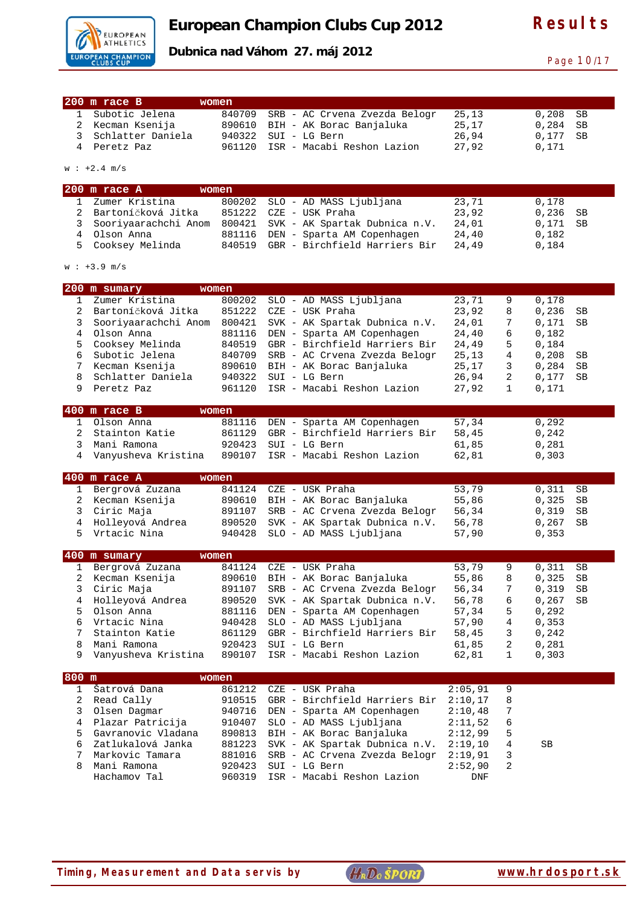# European Champion Clubs Cup 2012

**Dubnica nad Váhom 27. máj 2012**

**Results**

| 200 m race B | women | | | | | | |
|---|---|---|---|---|---|---|---|
| 1 | Subotic Jelena | 840709 | SRB - AC Crvena Zvezda Belogr | 25,13 | | 0,208 | SB |
| 2 | Kecman Ksenija | 890610 | BIH - AK Borac Banjaluka | 25,17 | | 0,284 | SB |
| 3 | Schlatter Daniela | 940322 | SUI - LG Bern | 26,94 | | 0,177 | SB |
| 4 | Peretz Paz | 961120 | ISR - Macabi Reshon Lazion | 27,92 | | 0,171 | |

w : +2.4 m/s

| 200 m race A | women | | | | | | |
|---|---|---|---|---|---|---|---|
| 1 | Zumer Kristina | 800202 | SLO - AD MASS Ljubljana | 23,71 | | 0,178 | |
| 2 | Bartoníčková Jitka | 851222 | CZE - USK Praha | 23,92 | | 0,236 | SB |
| 3 | Sooriyaarachchi Anom | 800421 | SVK - AK Spartak Dubnica n.V. | 24,01 | | 0,171 | SB |
| 4 | Olson Anna | 881116 | DEN - Sparta AM Copenhagen | 24,40 | | 0,182 | |
| 5 | Cooksey Melinda | 840519 | GBR - Birchfield Harriers Bir | 24,49 | | 0,184 | |

w : +3.9 m/s

| 200 m sumary | women | | | | | | |
|---|---|---|---|---|---|---|---|
| 1 | Zumer Kristina | 800202 | SLO - AD MASS Ljubljana | 23,71 | 9 | 0,178 | |
| 2 | Bartoníčková Jitka | 851222 | CZE - USK Praha | 23,92 | 8 | 0,236 | SB |
| 3 | Sooriyaarachchi Anom | 800421 | SVK - AK Spartak Dubnica n.V. | 24,01 | 7 | 0,171 | SB |
| 4 | Olson Anna | 881116 | DEN - Sparta AM Copenhagen | 24,40 | 6 | 0,182 | |
| 5 | Cooksey Melinda | 840519 | GBR - Birchfield Harriers Bir | 24,49 | 5 | 0,184 | |
| 6 | Subotic Jelena | 840709 | SRB - AC Crvena Zvezda Belogr | 25,13 | 4 | 0,208 | SB |
| 7 | Kecman Ksenija | 890610 | BIH - AK Borac Banjaluka | 25,17 | 3 | 0,284 | SB |
| 8 | Schlatter Daniela | 940322 | SUI - LG Bern | 26,94 | 2 | 0,177 | SB |
| 9 | Peretz Paz | 961120 | ISR - Macabi Reshon Lazion | 27,92 | 1 | 0,171 | |

| 400 m race B | women | | | | | | |
|---|---|---|---|---|---|---|---|
| 1 | Olson Anna | 881116 | DEN - Sparta AM Copenhagen | 57,34 | | 0,292 | |
| 2 | Stainton Katie | 861129 | GBR - Birchfield Harriers Bir | 58,45 | | 0,242 | |
| 3 | Mani Ramona | 920423 | SUI - LG Bern | 61,85 | | 0,281 | |
| 4 | Vanyusheva Kristina | 890107 | ISR - Macabi Reshon Lazion | 62,81 | | 0,303 | |

| 400 m race A | women | | | | | | |
|---|---|---|---|---|---|---|---|
| 1 | Bergrová Zuzana | 841124 | CZE - USK Praha | 53,79 | | 0,311 | SB |
| 2 | Kecman Ksenija | 890610 | BIH - AK Borac Banjaluka | 55,86 | | 0,325 | SB |
| 3 | Ciric Maja | 891107 | SRB - AC Crvena Zvezda Belogr | 56,34 | | 0,319 | SB |
| 4 | Holleyová Andrea | 890520 | SVK - AK Spartak Dubnica n.V. | 56,78 | | 0,267 | SB |
| 5 | Vrtacic Nina | 940428 | SLO - AD MASS Ljubljana | 57,90 | | 0,353 | |

| 400 m sumary | women | | | | | | |
|---|---|---|---|---|---|---|---|
| 1 | Bergrová Zuzana | 841124 | CZE - USK Praha | 53,79 | 9 | 0,311 | SB |
| 2 | Kecman Ksenija | 890610 | BIH - AK Borac Banjaluka | 55,86 | 8 | 0,325 | SB |
| 3 | Ciric Maja | 891107 | SRB - AC Crvena Zvezda Belogr | 56,34 | 7 | 0,319 | SB |
| 4 | Holleyová Andrea | 890520 | SVK - AK Spartak Dubnica n.V. | 56,78 | 6 | 0,267 | SB |
| 5 | Olson Anna | 881116 | DEN - Sparta AM Copenhagen | 57,34 | 5 | 0,292 | |
| 6 | Vrtacic Nina | 940428 | SLO - AD MASS Ljubljana | 57,90 | 4 | 0,353 | |
| 7 | Stainton Katie | 861129 | GBR - Birchfield Harriers Bir | 58,45 | 3 | 0,242 | |
| 8 | Mani Ramona | 920423 | SUI - LG Bern | 61,85 | 2 | 0,281 | |
| 9 | Vanyusheva Kristina | 890107 | ISR - Macabi Reshon Lazion | 62,81 | 1 | 0,303 | |

| 800 m | women | | | | | |
|---|---|---|---|---|---|---|
| 1 | Šatrová Dana | 861212 | CZE - USK Praha | 2:05,91 | 9 | |
| 2 | Read Cally | 910515 | GBR - Birchfield Harriers Bir | 2:10,17 | 8 | |
| 3 | Olsen Dagmar | 940716 | DEN - Sparta AM Copenhagen | 2:10,48 | 7 | |
| 4 | Plazar Patricija | 910407 | SLO - AD MASS Ljubljana | 2:11,52 | 6 | |
| 5 | Gavranovic Vladana | 890813 | BIH - AK Borac Banjaluka | 2:12,99 | 5 | |
| 6 | Zatlukalová Janka | 881223 | SVK - AK Spartak Dubnica n.V. | 2:19,10 | 4 | SB |
| 7 | Markovic Tamara | 881016 | SRB - AC Crvena Zvezda Belogr | 2:19,91 | 3 | |
| 8 | Mani Ramona | 920423 | SUI - LG Bern | 2:52,90 | 2 | |
| | Hachamov Tal | 960319 | ISR - Macabi Reshon Lazion | DNF | | |

Timing, Measurement and Data servis by HrDo ŠPORT www.hrdosport.sk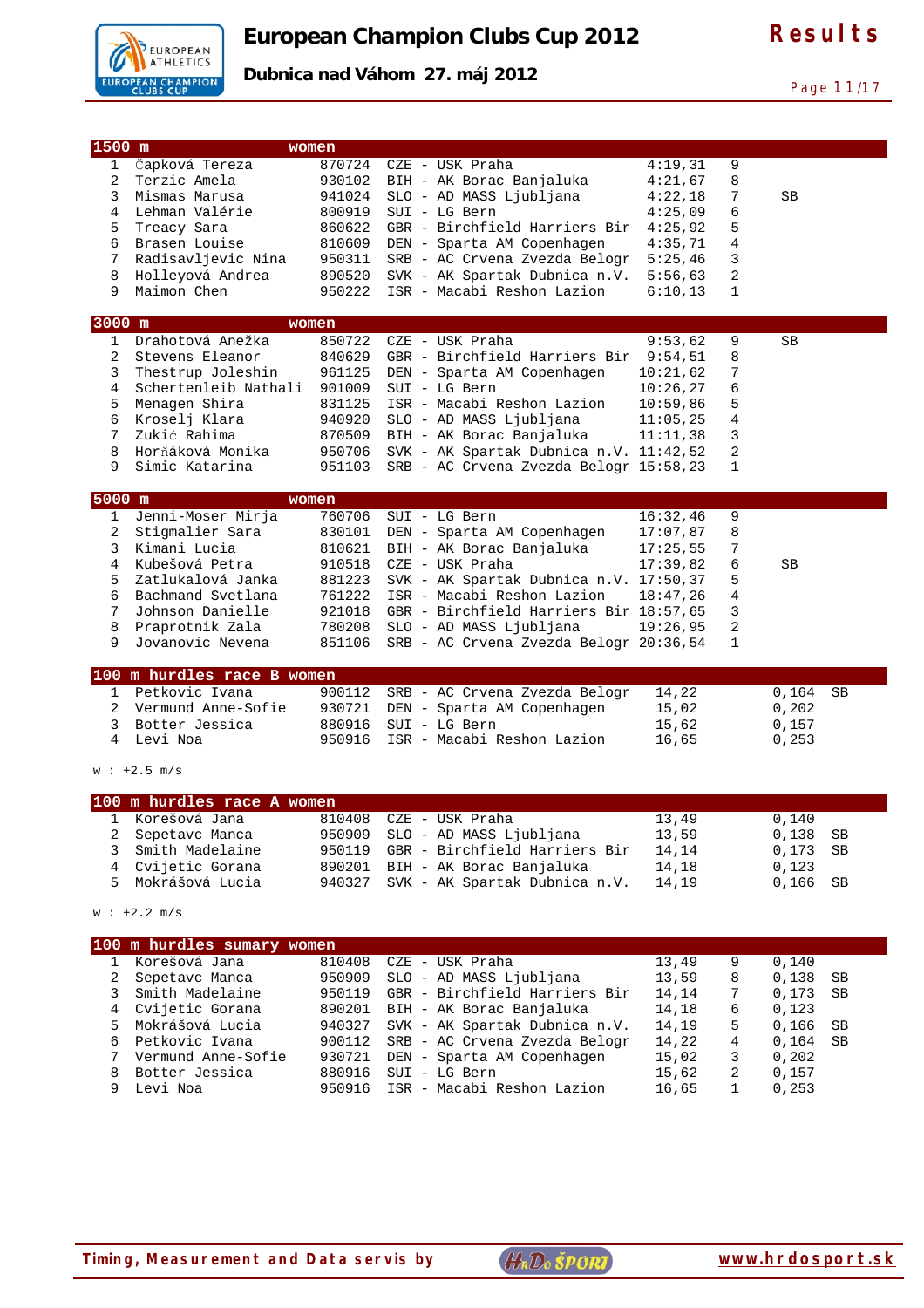# European Champion Clubs Cup 2012

**Dubnica nad Váhom 27. máj 2012**

**Results**

## 1500 m women

| Pl. | Name | Born | Club | Result | Points | |
|---|---|---|---|---|---|---|
| 1 | Čapková Tereza | 870724 | CZE - USK Praha | 4:19,31 | 9 | |
| 2 | Terzic Amela | 930102 | BIH - AK Borac Banjaluka | 4:21,67 | 8 | |
| 3 | Mismas Marusa | 941024 | SLO - AD MASS Ljubljana | 4:22,18 | 7 | SB |
| 4 | Lehman Valérie | 800919 | SUI - LG Bern | 4:25,09 | 6 | |
| 5 | Treacy Sara | 860622 | GBR - Birchfield Harriers Bir | 4:25,92 | 5 | |
| 6 | Brasen Louise | 810609 | DEN - Sparta AM Copenhagen | 4:35,71 | 4 | |
| 7 | Radisavljevic Nina | 950311 | SRB - AC Crvena Zvezda Belogr | 5:25,46 | 3 | |
| 8 | Holleyová Andrea | 890520 | SVK - AK Spartak Dubnica n.V. | 5:56,63 | 2 | |
| 9 | Maimon Chen | 950222 | ISR - Macabi Reshon Lazion | 6:10,13 | 1 | |

## 3000 m women

| Pl. | Name | Born | Club | Result | Points | |
|---|---|---|---|---|---|---|
| 1 | Drahotová Anežka | 850722 | CZE - USK Praha | 9:53,62 | 9 | SB |
| 2 | Stevens Eleanor | 840629 | GBR - Birchfield Harriers Bir | 9:54,51 | 8 | |
| 3 | Thestrup Joleshin | 961125 | DEN - Sparta AM Copenhagen | 10:21,62 | 7 | |
| 4 | Schertenleib Nathali | 901009 | SUI - LG Bern | 10:26,27 | 6 | |
| 5 | Menagen Shira | 831125 | ISR - Macabi Reshon Lazion | 10:59,86 | 5 | |
| 6 | Kroselj Klara | 940920 | SLO - AD MASS Ljubljana | 11:05,25 | 4 | |
| 7 | Zukić Rahima | 870509 | BIH - AK Borac Banjaluka | 11:11,38 | 3 | |
| 8 | Horňáková Monika | 950706 | SVK - AK Spartak Dubnica n.V. | 11:42,52 | 2 | |
| 9 | Simic Katarina | 951103 | SRB - AC Crvena Zvezda Belogr | 15:58,23 | 1 | |

## 5000 m women

| Pl. | Name | Born | Club | Result | Points | |
|---|---|---|---|---|---|---|
| 1 | Jenni-Moser Mirja | 760706 | SUI - LG Bern | 16:32,46 | 9 | |
| 2 | Stigmalier Sara | 830101 | DEN - Sparta AM Copenhagen | 17:07,87 | 8 | |
| 3 | Kimani Lucia | 810621 | BIH - AK Borac Banjaluka | 17:25,55 | 7 | |
| 4 | Kubešová Petra | 910518 | CZE - USK Praha | 17:39,82 | 6 | SB |
| 5 | Zatlukalová Janka | 881223 | SVK - AK Spartak Dubnica n.V. | 17:50,37 | 5 | |
| 6 | Bachmand Svetlana | 761222 | ISR - Macabi Reshon Lazion | 18:47,26 | 4 | |
| 7 | Johnson Danielle | 921018 | GBR - Birchfield Harriers Bir | 18:57,65 | 3 | |
| 8 | Praprotnik Zala | 780208 | SLO - AD MASS Ljubljana | 19:26,95 | 2 | |
| 9 | Jovanovic Nevena | 851106 | SRB - AC Crvena Zvezda Belogr | 20:36,54 | 1 | |

## 100 m hurdles race B women

| Pl. | Name | Born | Club | Result | Reaction | |
|---|---|---|---|---|---|---|
| 1 | Petkovic Ivana | 900112 | SRB - AC Crvena Zvezda Belogr | 14,22 | 0,164 | SB |
| 2 | Vermund Anne-Sofie | 930721 | DEN - Sparta AM Copenhagen | 15,02 | 0,202 | |
| 3 | Botter Jessica | 880916 | SUI - LG Bern | 15,62 | 0,157 | |
| 4 | Levi Noa | 950916 | ISR - Macabi Reshon Lazion | 16,65 | 0,253 | |

w : +2.5 m/s

## 100 m hurdles race A women

| Pl. | Name | Born | Club | Result | Reaction | |
|---|---|---|---|---|---|---|
| 1 | Korešová Jana | 810408 | CZE - USK Praha | 13,49 | 0,140 | |
| 2 | Sepetavc Manca | 950909 | SLO - AD MASS Ljubljana | 13,59 | 0,138 | SB |
| 3 | Smith Madelaine | 950119 | GBR - Birchfield Harriers Bir | 14,14 | 0,173 | SB |
| 4 | Cvijetic Gorana | 890201 | BIH - AK Borac Banjaluka | 14,18 | 0,123 | |
| 5 | Mokrášová Lucia | 940327 | SVK - AK Spartak Dubnica n.V. | 14,19 | 0,166 | SB |

w : +2.2 m/s

## 100 m hurdles sumary women

| Pl. | Name | Born | Club | Result | Points | Reaction | |
|---|---|---|---|---|---|---|---|
| 1 | Korešová Jana | 810408 | CZE - USK Praha | 13,49 | 9 | 0,140 | |
| 2 | Sepetavc Manca | 950909 | SLO - AD MASS Ljubljana | 13,59 | 8 | 0,138 | SB |
| 3 | Smith Madelaine | 950119 | GBR - Birchfield Harriers Bir | 14,14 | 7 | 0,173 | SB |
| 4 | Cvijetic Gorana | 890201 | BIH - AK Borac Banjaluka | 14,18 | 6 | 0,123 | |
| 5 | Mokrášová Lucia | 940327 | SVK - AK Spartak Dubnica n.V. | 14,19 | 5 | 0,166 | SB |
| 6 | Petkovic Ivana | 900112 | SRB - AC Crvena Zvezda Belogr | 14,22 | 4 | 0,164 | SB |
| 7 | Vermund Anne-Sofie | 930721 | DEN - Sparta AM Copenhagen | 15,02 | 3 | 0,202 | |
| 8 | Botter Jessica | 880916 | SUI - LG Bern | 15,62 | 2 | 0,157 | |
| 9 | Levi Noa | 950916 | ISR - Macabi Reshon Lazion | 16,65 | 1 | 0,253 | |

Timing, Measurement and Data servis by HrDo ŠPORT www.hrdosport.sk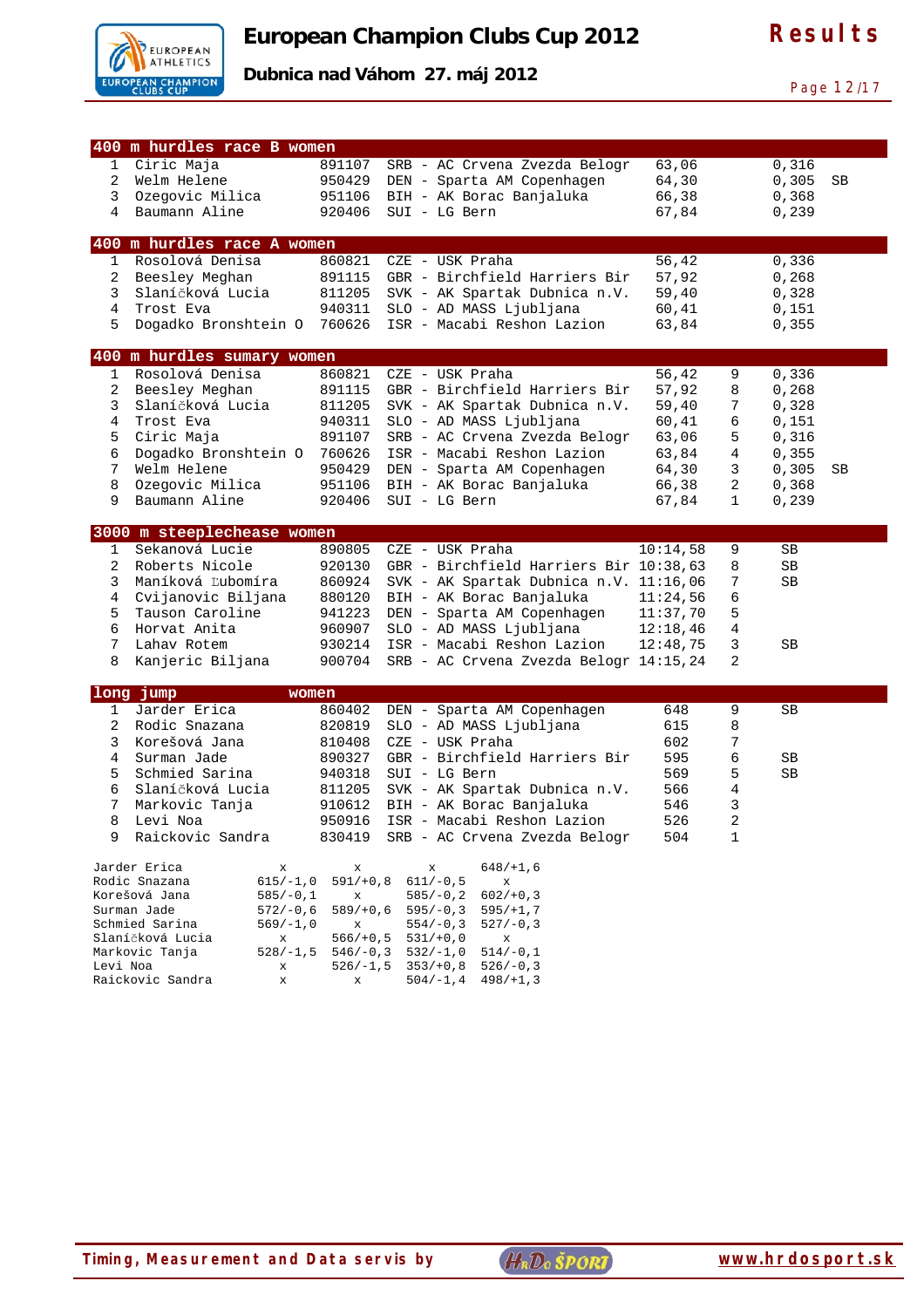# European Champion Clubs Cup 2012

**Dubnica nad Váhom 27. máj 2012**

**Results**

## 400 m hurdles race B women

| Pl | Name | Born | Club | Result | | Reaction | |
|---|---|---|---|---|---|---|---|
| 1 | Ciric Maja | 891107 | SRB - AC Crvena Zvezda Belogr | 63,06 | | 0,316 | |
| 2 | Welm Helene | 950429 | DEN - Sparta AM Copenhagen | 64,30 | | 0,305 | SB |
| 3 | Ozegovic Milica | 951106 | BIH - AK Borac Banjaluka | 66,38 | | 0,368 | |
| 4 | Baumann Aline | 920406 | SUI - LG Bern | 67,84 | | 0,239 | |

## 400 m hurdles race A women

| Pl | Name | Born | Club | Result | | Reaction | |
|---|---|---|---|---|---|---|---|
| 1 | Rosolová Denisa | 860821 | CZE - USK Praha | 56,42 | | 0,336 | |
| 2 | Beesley Meghan | 891115 | GBR - Birchfield Harriers Bir | 57,92 | | 0,268 | |
| 3 | Slaníčková Lucia | 811205 | SVK - AK Spartak Dubnica n.V. | 59,40 | | 0,328 | |
| 4 | Trost Eva | 940311 | SLO - AD MASS Ljubljana | 60,41 | | 0,151 | |
| 5 | Dogadko Bronshtein O | 760626 | ISR - Macabi Reshon Lazion | 63,84 | | 0,355 | |

## 400 m hurdles sumary women

| Pl | Name | Born | Club | Result | Points | Reaction | |
|---|---|---|---|---|---|---|---|
| 1 | Rosolová Denisa | 860821 | CZE - USK Praha | 56,42 | 9 | 0,336 | |
| 2 | Beesley Meghan | 891115 | GBR - Birchfield Harriers Bir | 57,92 | 8 | 0,268 | |
| 3 | Slaníčková Lucia | 811205 | SVK - AK Spartak Dubnica n.V. | 59,40 | 7 | 0,328 | |
| 4 | Trost Eva | 940311 | SLO - AD MASS Ljubljana | 60,41 | 6 | 0,151 | |
| 5 | Ciric Maja | 891107 | SRB - AC Crvena Zvezda Belogr | 63,06 | 5 | 0,316 | |
| 6 | Dogadko Bronshtein O | 760626 | ISR - Macabi Reshon Lazion | 63,84 | 4 | 0,355 | |
| 7 | Welm Helene | 950429 | DEN - Sparta AM Copenhagen | 64,30 | 3 | 0,305 | SB |
| 8 | Ozegovic Milica | 951106 | BIH - AK Borac Banjaluka | 66,38 | 2 | 0,368 | |
| 9 | Baumann Aline | 920406 | SUI - LG Bern | 67,84 | 1 | 0,239 | |

## 3000 m steeplechease women

| Pl | Name | Born | Club | Result | Points | |
|---|---|---|---|---|---|---|
| 1 | Sekanová Lucie | 890805 | CZE - USK Praha | 10:14,58 | 9 | SB |
| 2 | Roberts Nicole | 920130 | GBR - Birchfield Harriers Bir | 10:38,63 | 8 | SB |
| 3 | Maníková Ľubomíra | 860924 | SVK - AK Spartak Dubnica n.V. | 11:16,06 | 7 | SB |
| 4 | Cvijanovic Biljana | 880120 | BIH - AK Borac Banjaluka | 11:24,56 | 6 | |
| 5 | Tauson Caroline | 941223 | DEN - Sparta AM Copenhagen | 11:37,70 | 5 | |
| 6 | Horvat Anita | 960907 | SLO - AD MASS Ljubljana | 12:18,46 | 4 | |
| 7 | Lahav Rotem | 930214 | ISR - Macabi Reshon Lazion | 12:48,75 | 3 | SB |
| 8 | Kanjeric Biljana | 900704 | SRB - AC Crvena Zvezda Belogr | 14:15,24 | 2 | |

## long jump women

| Pl | Name | Born | Club | Result | Points | |
|---|---|---|---|---|---|---|
| 1 | Jarder Erica | 860402 | DEN - Sparta AM Copenhagen | 648 | 9 | SB |
| 2 | Rodic Snazana | 820819 | SLO - AD MASS Ljubljana | 615 | 8 | |
| 3 | Korešová Jana | 810408 | CZE - USK Praha | 602 | 7 | |
| 4 | Surman Jade | 890327 | GBR - Birchfield Harriers Bir | 595 | 6 | SB |
| 5 | Schmied Sarina | 940318 | SUI - LG Bern | 569 | 5 | SB |
| 6 | Slaníčková Lucia | 811205 | SVK - AK Spartak Dubnica n.V. | 566 | 4 | |
| 7 | Markovic Tanja | 910612 | BIH - AK Borac Banjaluka | 546 | 3 | |
| 8 | Levi Noa | 950916 | ISR - Macabi Reshon Lazion | 526 | 2 | |
| 9 | Raickovic Sandra | 830419 | SRB - AC Crvena Zvezda Belogr | 504 | 1 | |

| Name | 1 | 2 | 3 | 4 |
|---|---|---|---|---|
| Jarder Erica | x | x | x | 648/+1,6 |
| Rodic Snazana | 615/-1,0 | 591/+0,8 | 611/-0,5 | x |
| Korešová Jana | 585/-0,1 | x | 585/-0,2 | 602/+0,3 |
| Surman Jade | 572/-0,6 | 589/+0,6 | 595/-0,3 | 595/+1,7 |
| Schmied Sarina | 569/-1,0 | x | 554/-0,3 | 527/-0,3 |
| Slaníčková Lucia | x | 566/+0,5 | 531/+0,0 | x |
| Markovic Tanja | 528/-1,5 | 546/-0,3 | 532/-1,0 | 514/-0,1 |
| Levi Noa | x | 526/-1,5 | 353/+0,8 | 526/-0,3 |
| Raickovic Sandra | x | x | 504/-1,4 | 498/+1,3 |

Timing, Measurement and Data servis by HrDo ŠPORT www.hrdosport.sk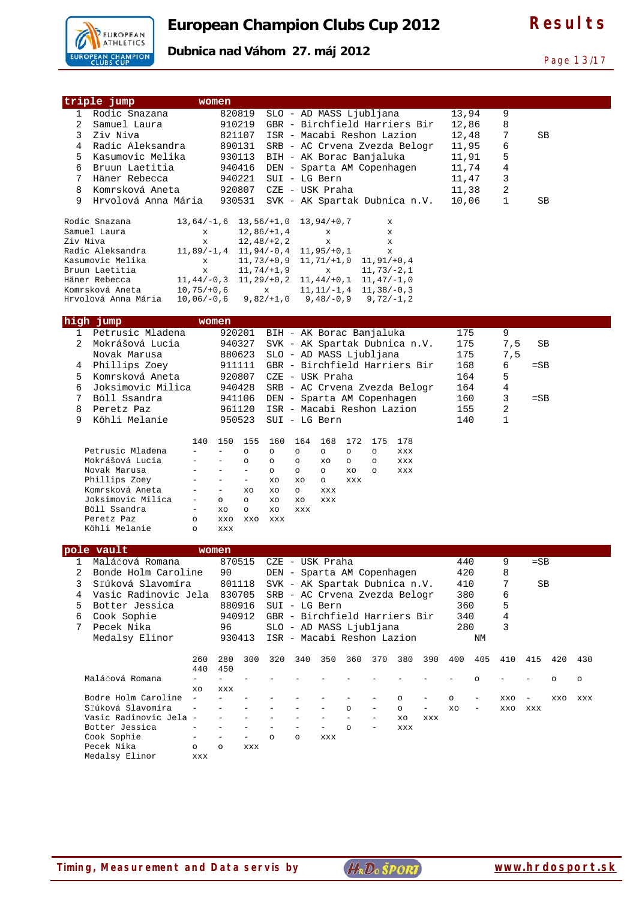## triple jump women

| Place | Name | Born | Club | Result | Points | Note |
|---|---|---|---|---|---|---|
| 1 | Rodic Snazana | 820819 | SLO - AD MASS Ljubljana | 13,94 | 9 | |
| 2 | Samuel Laura | 910219 | GBR - Birchfield Harriers Bir | 12,86 | 8 | |
| 3 | Ziv Niva | 821107 | ISR - Macabi Reshon Lazion | 12,48 | 7 | SB |
| 4 | Radic Aleksandra | 890131 | SRB - AC Crvena Zvezda Belogr | 11,95 | 6 | |
| 5 | Kasumovic Melika | 930113 | BIH - AK Borac Banjaluka | 11,91 | 5 | |
| 6 | Bruun Laetitia | 940416 | DEN - Sparta AM Copenhagen | 11,74 | 4 | |
| 7 | Häner Rebecca | 940221 | SUI - LG Bern | 11,47 | 3 | |
| 8 | Komrsková Aneta | 920807 | CZE - USK Praha | 11,38 | 2 | |
| 9 | Hrvolová Anna Mária | 930531 | SVK - AK Spartak Dubnica n.V. | 10,06 | 1 | SB |

| Name | 1 | 2 | 3 | 4 |
|---|---|---|---|---|
| Rodic Snazana | 13,64/-1,6 | 13,56/+1,0 | 13,94/+0,7 | x |
| Samuel Laura | x | 12,86/+1,4 | x | x |
| Ziv Niva | x | 12,48/+2,2 | x | x |
| Radic Aleksandra | 11,89/-1,4 | 11,94/-0,4 | 11,95/+0,1 | x |
| Kasumovic Melika | x | 11,73/+0,9 | 11,71/+1,0 | 11,91/+0,4 |
| Bruun Laetitia | x | 11,74/+1,9 | x | 11,73/-2,1 |
| Häner Rebecca | 11,44/-0,3 | 11,29/+0,2 | 11,44/+0,1 | 11,47/-1,0 |
| Komrsková Aneta | 10,75/+0,6 | x | 11,11/-1,4 | 11,38/-0,3 |
| Hrvolová Anna Mária | 10,06/-0,6 | 9,82/+1,0 | 9,48/-0,9 | 9,72/-1,2 |

## high jump women

| Place | Name | Born | Club | Result | Points | Note |
|---|---|---|---|---|---|---|
| 1 | Petrusic Mladena | 920201 | BIH - AK Borac Banjaluka | 175 | 9 | |
| 2 | Mokrášová Lucia | 940327 | SVK - AK Spartak Dubnica n.V. | 175 | 7,5 | SB |
| | Novak Marusa | 880623 | SLO - AD MASS Ljubljana | 175 | 7,5 | |
| 4 | Phillips Zoey | 911111 | GBR - Birchfield Harriers Bir | 168 | 6 | =SB |
| 5 | Komrsková Aneta | 920807 | CZE - USK Praha | 164 | 5 | |
| 6 | Joksimovic Milica | 940428 | SRB - AC Crvena Zvezda Belogr | 164 | 4 | |
| 7 | Böll Ssandra | 941106 | DEN - Sparta AM Copenhagen | 160 | 3 | =SB |
| 8 | Peretz Paz | 961120 | ISR - Macabi Reshon Lazion | 155 | 2 | |
| 9 | Köhli Melanie | 950523 | SUI - LG Bern | 140 | 1 | |

| Name | 140 | 150 | 155 | 160 | 164 | 168 | 172 | 175 | 178 |
|---|---|---|---|---|---|---|---|---|---|
| Petrusic Mladena | - | - | o | o | o | o | o | o | xxx |
| Mokrášová Lucia | - | - | o | o | o | xo | o | o | xxx |
| Novak Marusa | - | - | - | o | o | o | xo | o | xxx |
| Phillips Zoey | - | - | - | xo | xo | o | xxx | | |
| Komrsková Aneta | - | - | xo | xo | o | xxx | | | |
| Joksimovic Milica | - | o | o | xo | xo | xxx | | | |
| Böll Ssandra | - | xo | o | xo | xxx | | | | |
| Peretz Paz | o | xxo | xxo | xxx | | | | | |
| Köhli Melanie | o | xxx | | | | | | | |

## pole vault women

| Place | Name | Born | Club | Result | Points | Note |
|---|---|---|---|---|---|---|
| 1 | Maláčová Romana | 870515 | CZE - USK Praha | 440 | 9 | =SB |
| 2 | Bonde Holm Caroline | 90 | DEN - Sparta AM Copenhagen | 420 | 8 | |
| 3 | Sľúková Slavomíra | 801118 | SVK - AK Spartak Dubnica n.V. | 410 | 7 | SB |
| 4 | Vasic Radinovic Jela | 830705 | SRB - AC Crvena Zvezda Belogr | 380 | 6 | |
| 5 | Botter Jessica | 880916 | SUI - LG Bern | 360 | 5 | |
| 6 | Cook Sophie | 940912 | GBR - Birchfield Harriers Bir | 340 | 4 | |
| 7 | Pecek Nika | 96 | SLO - AD MASS Ljubljana | 280 | 3 | |
| | Medalsy Elinor | 930413 | ISR - Macabi Reshon Lazion | NM | | |

| Name | 260 | 280 | 300 | 320 | 340 | 350 | 360 | 370 | 380 | 390 | 400 | 405 | 410 | 415 | 420 | 430 | 440 | 450 |
|---|---|---|---|---|---|---|---|---|---|---|---|---|---|---|---|---|---|---|
| Maláčová Romana | - | - | - | - | - | - | - | - | - | - | - | o | - | - | o | o | xo | xxx |
| Bodre Holm Caroline | - | - | - | - | - | - | - | - | o | - | o | - | xxo | - | xxo | xxx | | |
| Sľúková Slavomíra | - | - | - | - | - | - | o | - | o | - | xo | - | xxo | xxx | | | | |
| Vasic Radinovic Jela | - | - | - | - | - | - | - | - | xo | xxx | | | | | | | | |
| Botter Jessica | - | - | - | - | - | - | o | - | xxx | | | | | | | | | |
| Cook Sophie | - | - | - | o | o | xxx | | | | | | | | | | | | |
| Pecek Nika | o | o | xxx | | | | | | | | | | | | | | | |
| Medalsy Elinor | xxx | | | | | | | | | | | | | | | | | |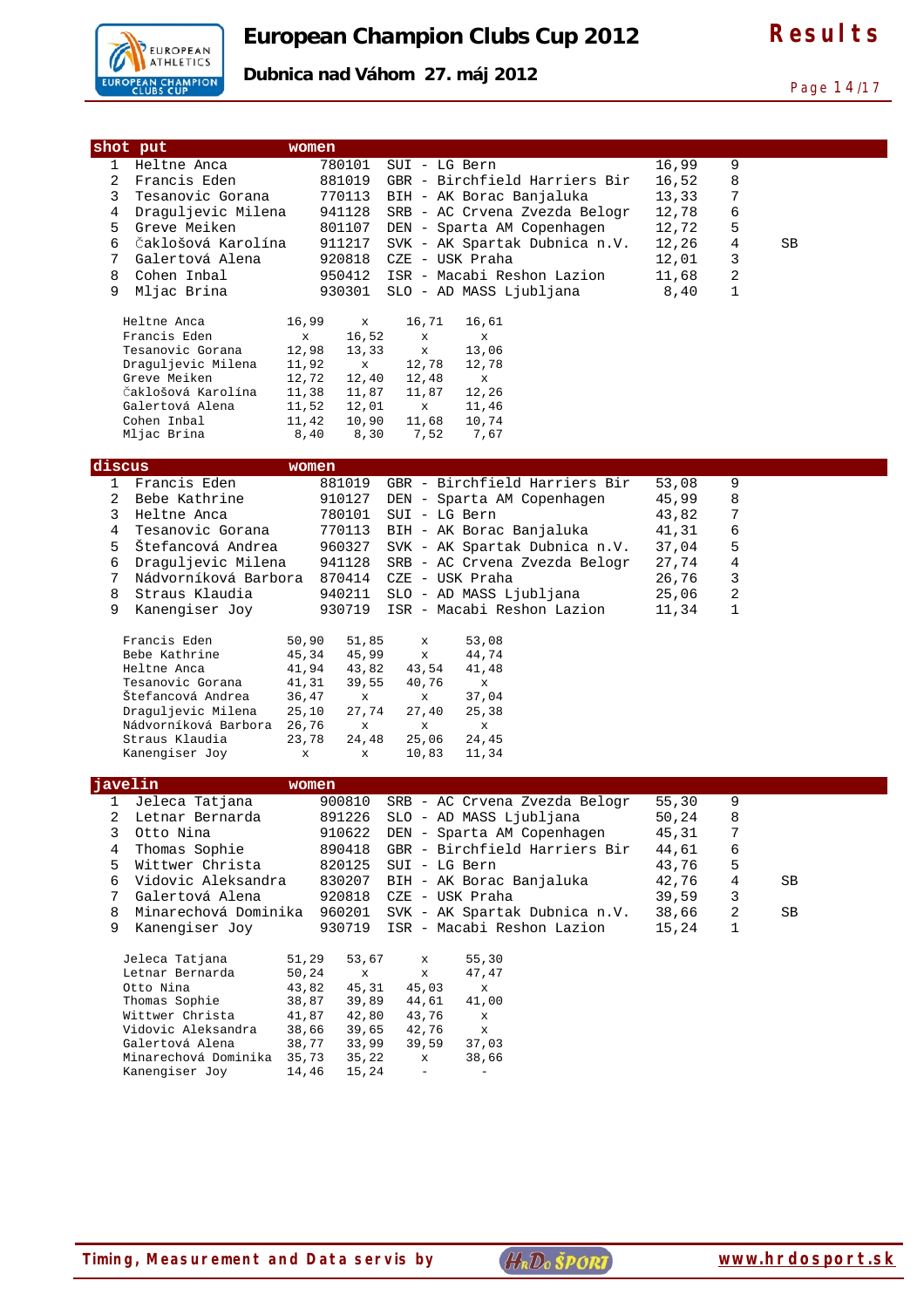# European Champion Clubs Cup 2012

**Dubnica nad Váhom 27. máj 2012**

**Results**

## shot put — women

| Place | Name | Born | Club | Result | Points | Note |
|---|---|---|---|---|---|---|
| 1 | Heltne Anca | 780101 | SUI - LG Bern | 16,99 | 9 | |
| 2 | Francis Eden | 881019 | GBR - Birchfield Harriers Bir | 16,52 | 8 | |
| 3 | Tesanovic Gorana | 770113 | BIH - AK Borac Banjaluka | 13,33 | 7 | |
| 4 | Draguljevic Milena | 941128 | SRB - AC Crvena Zvezda Belogr | 12,78 | 6 | |
| 5 | Greve Meiken | 801107 | DEN - Sparta AM Copenhagen | 12,72 | 5 | |
| 6 | Čaklošová Karolína | 911217 | SVK - AK Spartak Dubnica n.V. | 12,26 | 4 | SB |
| 7 | Galertová Alena | 920818 | CZE - USK Praha | 12,01 | 3 | |
| 8 | Cohen Inbal | 950412 | ISR - Macabi Reshon Lazion | 11,68 | 2 | |
| 9 | Mljac Brina | 930301 | SLO - AD MASS Ljubljana | 8,40 | 1 | |

| Name | 1 | 2 | 3 | 4 |
|---|---|---|---|---|
| Heltne Anca | 16,99 | x | 16,71 | 16,61 |
| Francis Eden | x | 16,52 | x | x |
| Tesanovic Gorana | 12,98 | 13,33 | x | 13,06 |
| Draguljevic Milena | 11,92 | x | 12,78 | 12,78 |
| Greve Meiken | 12,72 | 12,40 | 12,48 | x |
| Čaklošová Karolína | 11,38 | 11,87 | 11,87 | 12,26 |
| Galertová Alena | 11,52 | 12,01 | x | 11,46 |
| Cohen Inbal | 11,42 | 10,90 | 11,68 | 10,74 |
| Mljac Brina | 8,40 | 8,30 | 7,52 | 7,67 |

## discus — women

| Place | Name | Born | Club | Result | Points | Note |
|---|---|---|---|---|---|---|
| 1 | Francis Eden | 881019 | GBR - Birchfield Harriers Bir | 53,08 | 9 | |
| 2 | Bebe Kathrine | 910127 | DEN - Sparta AM Copenhagen | 45,99 | 8 | |
| 3 | Heltne Anca | 780101 | SUI - LG Bern | 43,82 | 7 | |
| 4 | Tesanovic Gorana | 770113 | BIH - AK Borac Banjaluka | 41,31 | 6 | |
| 5 | Štefancová Andrea | 960327 | SVK - AK Spartak Dubnica n.V. | 37,04 | 5 | |
| 6 | Draguljevic Milena | 941128 | SRB - AC Crvena Zvezda Belogr | 27,74 | 4 | |
| 7 | Nádvorníková Barbora | 870414 | CZE - USK Praha | 26,76 | 3 | |
| 8 | Straus Klaudia | 940211 | SLO - AD MASS Ljubljana | 25,06 | 2 | |
| 9 | Kanengiser Joy | 930719 | ISR - Macabi Reshon Lazion | 11,34 | 1 | |

| Name | 1 | 2 | 3 | 4 |
|---|---|---|---|---|
| Francis Eden | 50,90 | 51,85 | x | 53,08 |
| Bebe Kathrine | 45,34 | 45,99 | x | 44,74 |
| Heltne Anca | 41,94 | 43,82 | 43,54 | 41,48 |
| Tesanovic Gorana | 41,31 | 39,55 | 40,76 | x |
| Štefancová Andrea | 36,47 | x | x | 37,04 |
| Draguljevic Milena | 25,10 | 27,74 | 27,40 | 25,38 |
| Nádvorníková Barbora | 26,76 | x | x | x |
| Straus Klaudia | 23,78 | 24,48 | 25,06 | 24,45 |
| Kanengiser Joy | x | x | 10,83 | 11,34 |

## javelin — women

| Place | Name | Born | Club | Result | Points | Note |
|---|---|---|---|---|---|---|
| 1 | Jeleca Tatjana | 900810 | SRB - AC Crvena Zvezda Belogr | 55,30 | 9 | |
| 2 | Letnar Bernarda | 891226 | SLO - AD MASS Ljubljana | 50,24 | 8 | |
| 3 | Otto Nina | 910622 | DEN - Sparta AM Copenhagen | 45,31 | 7 | |
| 4 | Thomas Sophie | 890418 | GBR - Birchfield Harriers Bir | 44,61 | 6 | |
| 5 | Wittwer Christa | 820125 | SUI - LG Bern | 43,76 | 5 | |
| 6 | Vidovic Aleksandra | 830207 | BIH - AK Borac Banjaluka | 42,76 | 4 | SB |
| 7 | Galertová Alena | 920818 | CZE - USK Praha | 39,59 | 3 | |
| 8 | Minarechová Dominika | 960201 | SVK - AK Spartak Dubnica n.V. | 38,66 | 2 | SB |
| 9 | Kanengiser Joy | 930719 | ISR - Macabi Reshon Lazion | 15,24 | 1 | |

| Name | 1 | 2 | 3 | 4 |
|---|---|---|---|---|
| Jeleca Tatjana | 51,29 | 53,67 | x | 55,30 |
| Letnar Bernarda | 50,24 | x | x | 47,47 |
| Otto Nina | 43,82 | 45,31 | 45,03 | x |
| Thomas Sophie | 38,87 | 39,89 | 44,61 | 41,00 |
| Wittwer Christa | 41,87 | 42,80 | 43,76 | x |
| Vidovic Aleksandra | 38,66 | 39,65 | 42,76 | x |
| Galertová Alena | 38,77 | 33,99 | 39,59 | 37,03 |
| Minarechová Dominika | 35,73 | 35,22 | x | 38,66 |
| Kanengiser Joy | 14,46 | 15,24 | - | - |

Timing, Measurement and Data servis by HrDoŠPORT www.hrdosport.sk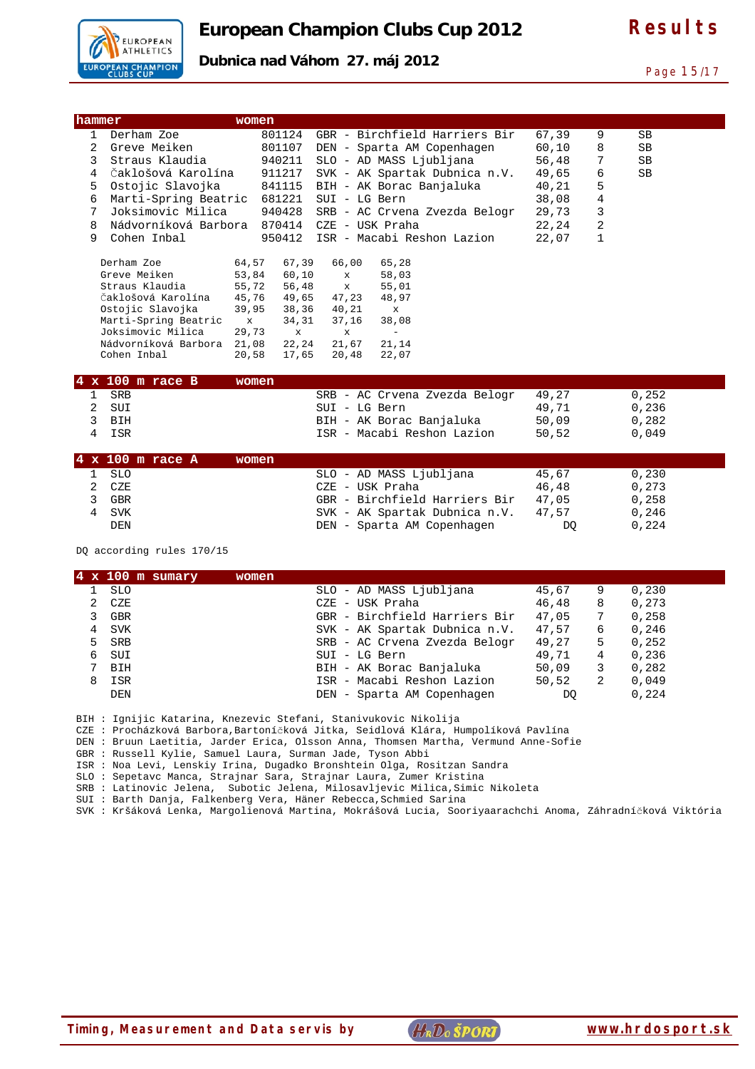# European Champion Clubs Cup 2012

**Dubnica nad Váhom 27. máj 2012**

**Results**

## hammer women

| Rank | Name | Born | Club | Result | Points | Note |
|---|---|---|---|---|---|---|
| 1 | Derham Zoe | 801124 | GBR - Birchfield Harriers Bir | 67,39 | 9 | SB |
| 2 | Greve Meiken | 801107 | DEN - Sparta AM Copenhagen | 60,10 | 8 | SB |
| 3 | Straus Klaudia | 940211 | SLO - AD MASS Ljubljana | 56,48 | 7 | SB |
| 4 | Čaklošová Karolína | 911217 | SVK - AK Spartak Dubnica n.V. | 49,65 | 6 | SB |
| 5 | Ostojic Slavojka | 841115 | BIH - AK Borac Banjaluka | 40,21 | 5 | |
| 6 | Marti-Spring Beatric | 681221 | SUI - LG Bern | 38,08 | 4 | |
| 7 | Joksimovic Milica | 940428 | SRB - AC Crvena Zvezda Belogr | 29,73 | 3 | |
| 8 | Nádvorníková Barbora | 870414 | CZE - USK Praha | 22,24 | 2 | |
| 9 | Cohen Inbal | 950412 | ISR - Macabi Reshon Lazion | 22,07 | 1 | |

| Name | 1 | 2 | 3 | 4 |
|---|---|---|---|---|
| Derham Zoe | 64,57 | 67,39 | 66,00 | 65,28 |
| Greve Meiken | 53,84 | 60,10 | x | 58,03 |
| Straus Klaudia | 55,72 | 56,48 | x | 55,01 |
| Čaklošová Karolína | 45,76 | 49,65 | 47,23 | 48,97 |
| Ostojic Slavojka | 39,95 | 38,36 | 40,21 | x |
| Marti-Spring Beatric | x | 34,31 | 37,16 | 38,08 |
| Joksimovic Milica | 29,73 | x | x | - |
| Nádvorníková Barbora | 21,08 | 22,24 | 21,67 | 21,14 |
| Cohen Inbal | 20,58 | 17,65 | 20,48 | 22,07 |

## 4 x 100 m race B women

| Rank | Team | Club | Result | Reaction |
|---|---|---|---|---|
| 1 | SRB | SRB - AC Crvena Zvezda Belogr | 49,27 | 0,252 |
| 2 | SUI | SUI - LG Bern | 49,71 | 0,236 |
| 3 | BIH | BIH - AK Borac Banjaluka | 50,09 | 0,282 |
| 4 | ISR | ISR - Macabi Reshon Lazion | 50,52 | 0,049 |

## 4 x 100 m race A women

| Rank | Team | Club | Result | Reaction |
|---|---|---|---|---|
| 1 | SLO | SLO - AD MASS Ljubljana | 45,67 | 0,230 |
| 2 | CZE | CZE - USK Praha | 46,48 | 0,273 |
| 3 | GBR | GBR - Birchfield Harriers Bir | 47,05 | 0,258 |
| 4 | SVK | SVK - AK Spartak Dubnica n.V. | 47,57 | 0,246 |
| | DEN | DEN - Sparta AM Copenhagen | DQ | 0,224 |

DQ according rules 170/15

## 4 x 100 m sumary women

| Rank | Team | Club | Result | Points | Reaction |
|---|---|---|---|---|---|
| 1 | SLO | SLO - AD MASS Ljubljana | 45,67 | 9 | 0,230 |
| 2 | CZE | CZE - USK Praha | 46,48 | 8 | 0,273 |
| 3 | GBR | GBR - Birchfield Harriers Bir | 47,05 | 7 | 0,258 |
| 4 | SVK | SVK - AK Spartak Dubnica n.V. | 47,57 | 6 | 0,246 |
| 5 | SRB | SRB - AC Crvena Zvezda Belogr | 49,27 | 5 | 0,252 |
| 6 | SUI | SUI - LG Bern | 49,71 | 4 | 0,236 |
| 7 | BIH | BIH - AK Borac Banjaluka | 50,09 | 3 | 0,282 |
| 8 | ISR | ISR - Macabi Reshon Lazion | 50,52 | 2 | 0,049 |
| | DEN | DEN - Sparta AM Copenhagen | DQ | | 0,224 |

BIH : Ignijic Katarina, Knezevic Stefani, Stanivukovic Nikolija
CZE : Procházková Barbora,Bartoníčková Jitka, Seidlová Klára, Humpolíková Pavlína
DEN : Bruun Laetitia, Jarder Erica, Olsson Anna, Thomsen Martha, Vermund Anne-Sofie
GBR : Russell Kylie, Samuel Laura, Surman Jade, Tyson Abbi
ISR : Noa Levi, Lenskiy Irina, Dugadko Bronshtein Olga, Rositzan Sandra
SLO : Sepetavc Manca, Strajnar Sara, Strajnar Laura, Zumer Kristina
SRB : Latinovic Jelena, Subotic Jelena, Milosavljevic Milica,Simic Nikoleta
SUI : Barth Danja, Falkenberg Vera, Häner Rebecca,Schmied Sarina
SVK : Kršáková Lenka, Margolienová Martina, Mokrášová Lucia, Sooriyaarachchi Anoma, Záhradníčková Viktória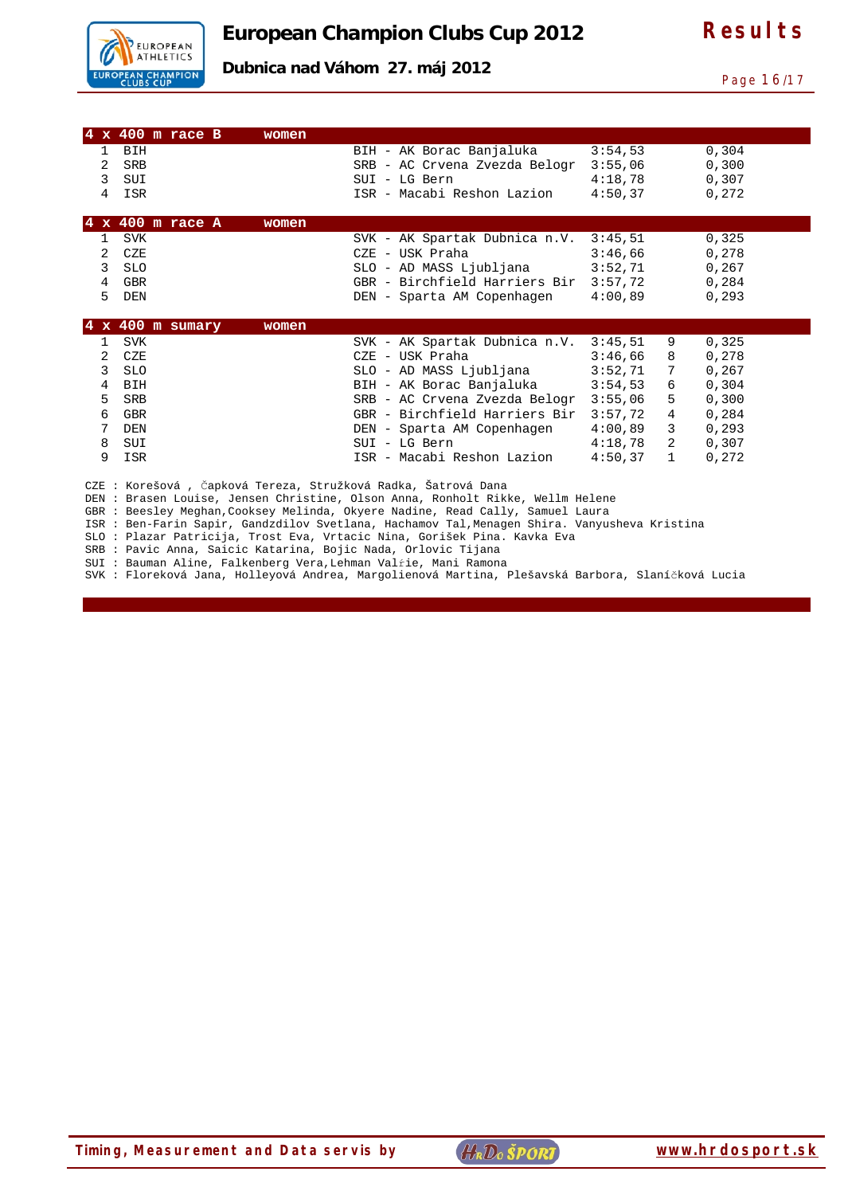# European Champion Clubs Cup 2012

**Dubnica nad Váhom 27. máj 2012**

**Results**

## 4 x 400 m race B women

| | | | | |
|---|---|---|---|---|
| 1 | BIH | BIH - AK Borac Banjaluka | 3:54,53 | 0,304 |
| 2 | SRB | SRB - AC Crvena Zvezda Belogr | 3:55,06 | 0,300 |
| 3 | SUI | SUI - LG Bern | 4:18,78 | 0,307 |
| 4 | ISR | ISR - Macabi Reshon Lazion | 4:50,37 | 0,272 |

## 4 x 400 m race A women

| | | | | |
|---|---|---|---|---|
| 1 | SVK | SVK - AK Spartak Dubnica n.V. | 3:45,51 | 0,325 |
| 2 | CZE | CZE - USK Praha | 3:46,66 | 0,278 |
| 3 | SLO | SLO - AD MASS Ljubljana | 3:52,71 | 0,267 |
| 4 | GBR | GBR - Birchfield Harriers Bir | 3:57,72 | 0,284 |
| 5 | DEN | DEN - Sparta AM Copenhagen | 4:00,89 | 0,293 |

## 4 x 400 m sumary women

| | | | | | |
|---|---|---|---|---|---|
| 1 | SVK | SVK - AK Spartak Dubnica n.V. | 3:45,51 | 9 | 0,325 |
| 2 | CZE | CZE - USK Praha | 3:46,66 | 8 | 0,278 |
| 3 | SLO | SLO - AD MASS Ljubljana | 3:52,71 | 7 | 0,267 |
| 4 | BIH | BIH - AK Borac Banjaluka | 3:54,53 | 6 | 0,304 |
| 5 | SRB | SRB - AC Crvena Zvezda Belogr | 3:55,06 | 5 | 0,300 |
| 6 | GBR | GBR - Birchfield Harriers Bir | 3:57,72 | 4 | 0,284 |
| 7 | DEN | DEN - Sparta AM Copenhagen | 4:00,89 | 3 | 0,293 |
| 8 | SUI | SUI - LG Bern | 4:18,78 | 2 | 0,307 |
| 9 | ISR | ISR - Macabi Reshon Lazion | 4:50,37 | 1 | 0,272 |

CZE : Korešová , Čapková Tereza, Stružková Radka, Šatrová Dana
DEN : Brasen Louise, Jensen Christine, Olson Anna, Ronholt Rikke, Wellm Helene
GBR : Beesley Meghan,Cooksey Melinda, Okyere Nadine, Read Cally, Samuel Laura
ISR : Ben-Farin Sapir, Gandzdilov Svetlana, Hachamov Tal,Menagen Shira. Vanyusheva Kristina
SLO : Plazar Patricija, Trost Eva, Vrtacic Nina, Gorišek Pina. Kavka Eva
SRB : Pavic Anna, Saicic Katarina, Bojic Nada, Orlovic Tijana
SUI : Bauman Aline, Falkenberg Vera,Lehman Valŕie, Mani Ramona
SVK : Floreková Jana, Holleyová Andrea, Margolienová Martina, Plešavská Barbora, Slaníčková Lucia

Timing, Measurement and Data servis by HrDo ŠPORT www.hrdosport.sk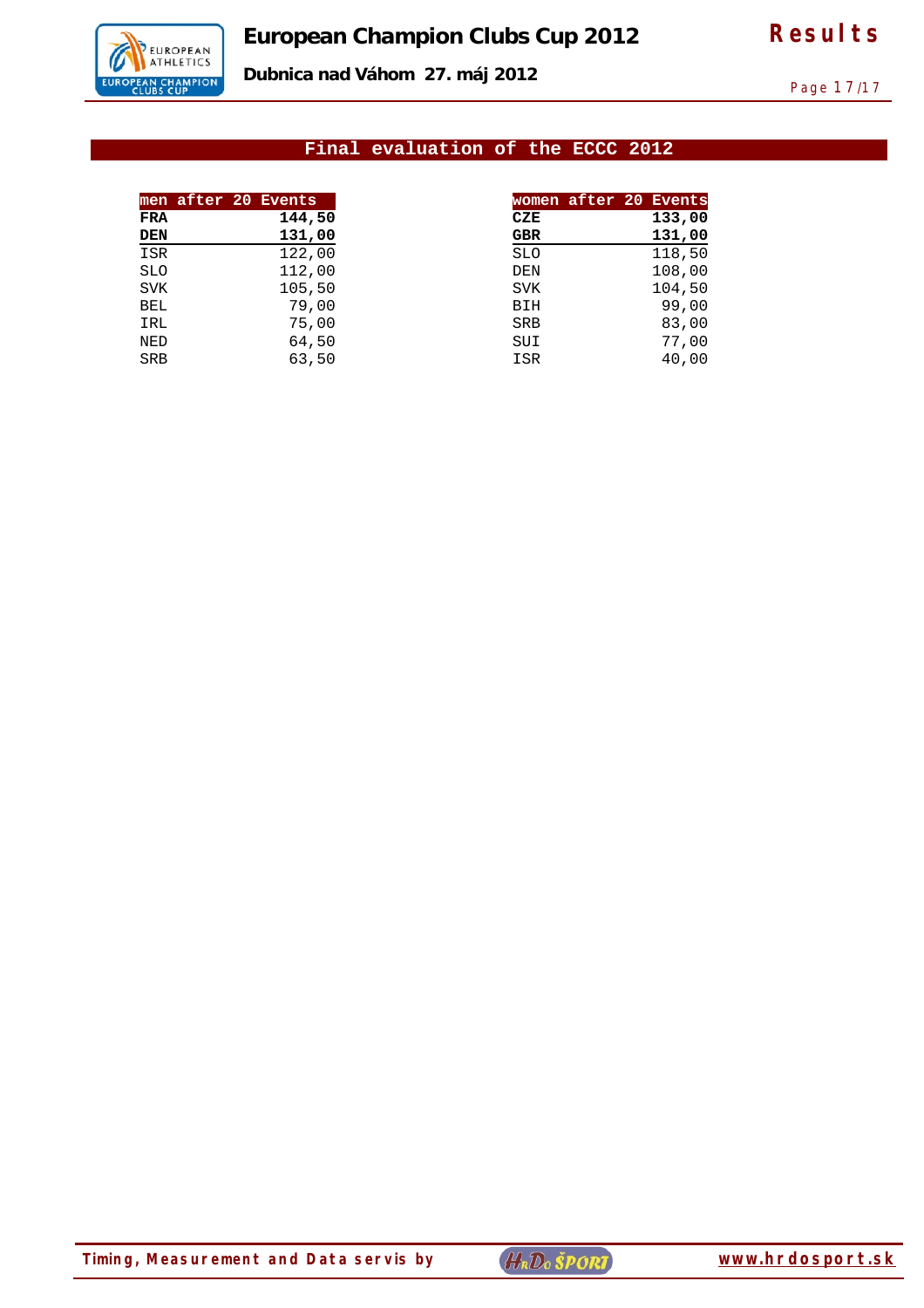## Final evaluation of the ECCC 2012

| men after 20 Events | |
|---|---|
| **FRA** | **144,50** |
| **DEN** | **131,00** |
| ISR | 122,00 |
| SLO | 112,00 |
| SVK | 105,50 |
| BEL | 79,00 |
| IRL | 75,00 |
| NED | 64,50 |
| SRB | 63,50 |

| women after 20 Events | |
|---|---|
| **CZE** | **133,00** |
| **GBR** | **131,00** |
| SLO | 118,50 |
| DEN | 108,00 |
| SVK | 104,50 |
| BIH | 99,00 |
| SRB | 83,00 |
| SUI | 77,00 |
| ISR | 40,00 |